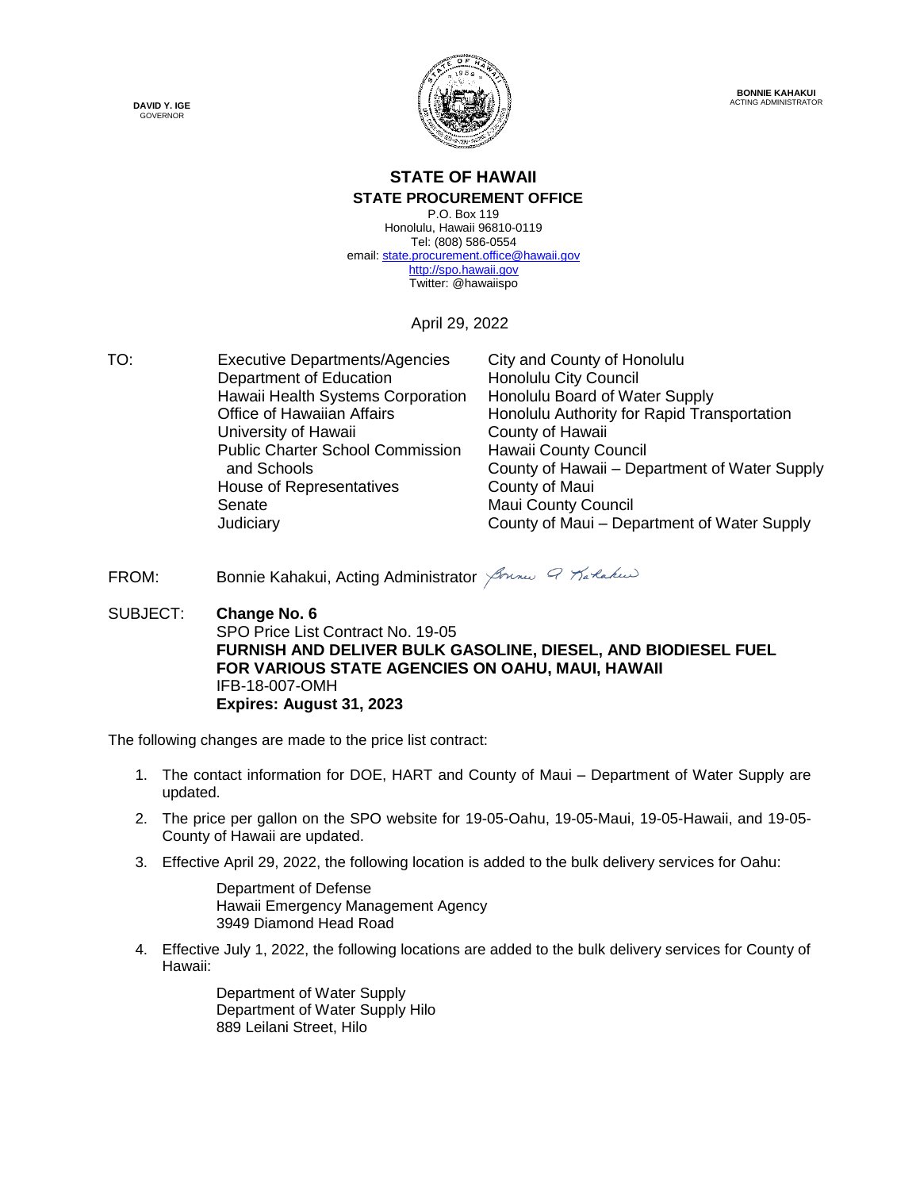**DAVID Y. IGE**
GOVERNOR

**BONNIE KAHAKUI**
ACTING ADMINISTRATOR

## STATE OF HAWAII
### STATE PROCUREMENT OFFICE

P.O. Box 119
Honolulu, Hawaii 96810-0119
Tel: (808) 586-0554
email: state.procurement.office@hawaii.gov
http://spo.hawaii.gov
Twitter: @hawaiispo

April 29, 2022

TO:

| | |
|---|---|
| Executive Departments/Agencies | City and County of Honolulu |
| Department of Education | Honolulu City Council |
| Hawaii Health Systems Corporation | Honolulu Board of Water Supply |
| Office of Hawaiian Affairs | Honolulu Authority for Rapid Transportation |
| University of Hawaii | County of Hawaii |
| Public Charter School Commission and Schools | Hawaii County Council |
| | County of Hawaii – Department of Water Supply |
| House of Representatives | County of Maui |
| Senate | Maui County Council |
| Judiciary | County of Maui – Department of Water Supply |

FROM: Bonnie Kahakui, Acting Administrator

SUBJECT: **Change No. 6**
SPO Price List Contract No. 19-05
**FURNISH AND DELIVER BULK GASOLINE, DIESEL, AND BIODIESEL FUEL FOR VARIOUS STATE AGENCIES ON OAHU, MAUI, HAWAII**
IFB-18-007-OMH
**Expires: August 31, 2023**

The following changes are made to the price list contract:

1. The contact information for DOE, HART and County of Maui – Department of Water Supply are updated.
2. The price per gallon on the SPO website for 19-05-Oahu, 19-05-Maui, 19-05-Hawaii, and 19-05-County of Hawaii are updated.
3. Effective April 29, 2022, the following location is added to the bulk delivery services for Oahu:

   Department of Defense
   Hawaii Emergency Management Agency
   3949 Diamond Head Road

4. Effective July 1, 2022, the following locations are added to the bulk delivery services for County of Hawaii:

   Department of Water Supply
   Department of Water Supply Hilo
   889 Leilani Street, Hilo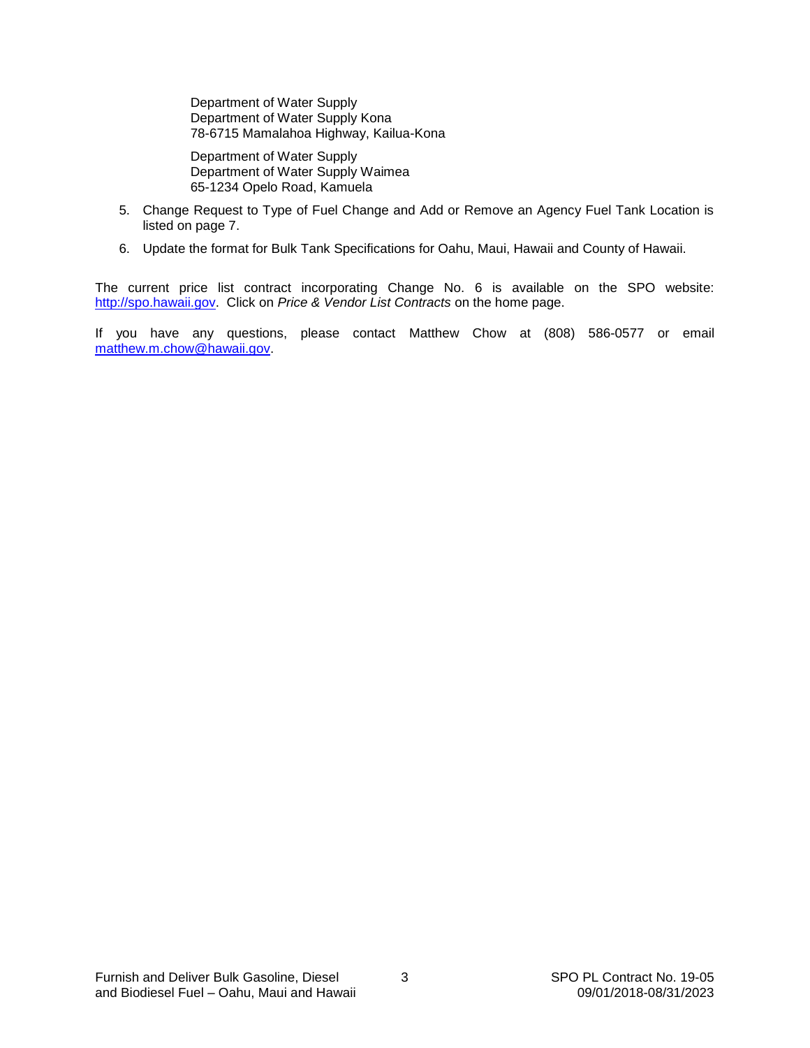Department of Water Supply
Department of Water Supply Kona
78-6715 Mamalahoa Highway, Kailua-Kona

Department of Water Supply
Department of Water Supply Waimea
65-1234 Opelo Road, Kamuela

5. Change Request to Type of Fuel Change and Add or Remove an Agency Fuel Tank Location is listed on page 7.

6. Update the format for Bulk Tank Specifications for Oahu, Maui, Hawaii and County of Hawaii.

The current price list contract incorporating Change No. 6 is available on the SPO website: http://spo.hawaii.gov. Click on *Price & Vendor List Contracts* on the home page.

If you have any questions, please contact Matthew Chow at (808) 586-0577 or email matthew.m.chow@hawaii.gov.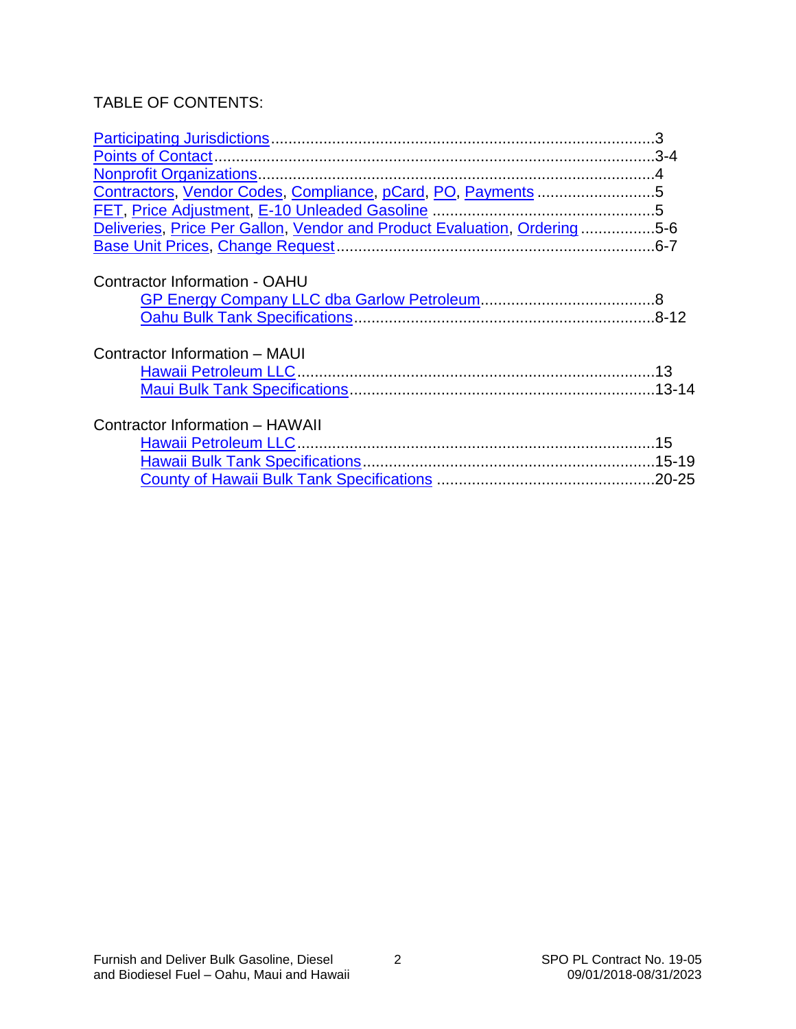TABLE OF CONTENTS:

Participating Jurisdictions........................................................................................3
Points of Contact.......................................................................................................3-4
Nonprofit Organizations............................................................................................4
Contractors, Vendor Codes, Compliance, pCard, PO, Payments ...........................5
FET, Price Adjustment, E-10 Unleaded Gasoline ...................................................5
Deliveries, Price Per Gallon, Vendor and Product Evaluation, Ordering .................5-6
Base Unit Prices, Change Request.........................................................................6-7

Contractor Information - OAHU

- GP Energy Company LLC dba Garlow Petroleum........................................8
- Oahu Bulk Tank Specifications....................................................................8-12

Contractor Information – MAUI

- Hawaii Petroleum LLC..................................................................................13
- Maui Bulk Tank Specifications......................................................................13-14

Contractor Information – HAWAII

- Hawaii Petroleum LLC..................................................................................15
- Hawaii Bulk Tank Specifications...................................................................15-19
- County of Hawaii Bulk Tank Specifications ..................................................20-25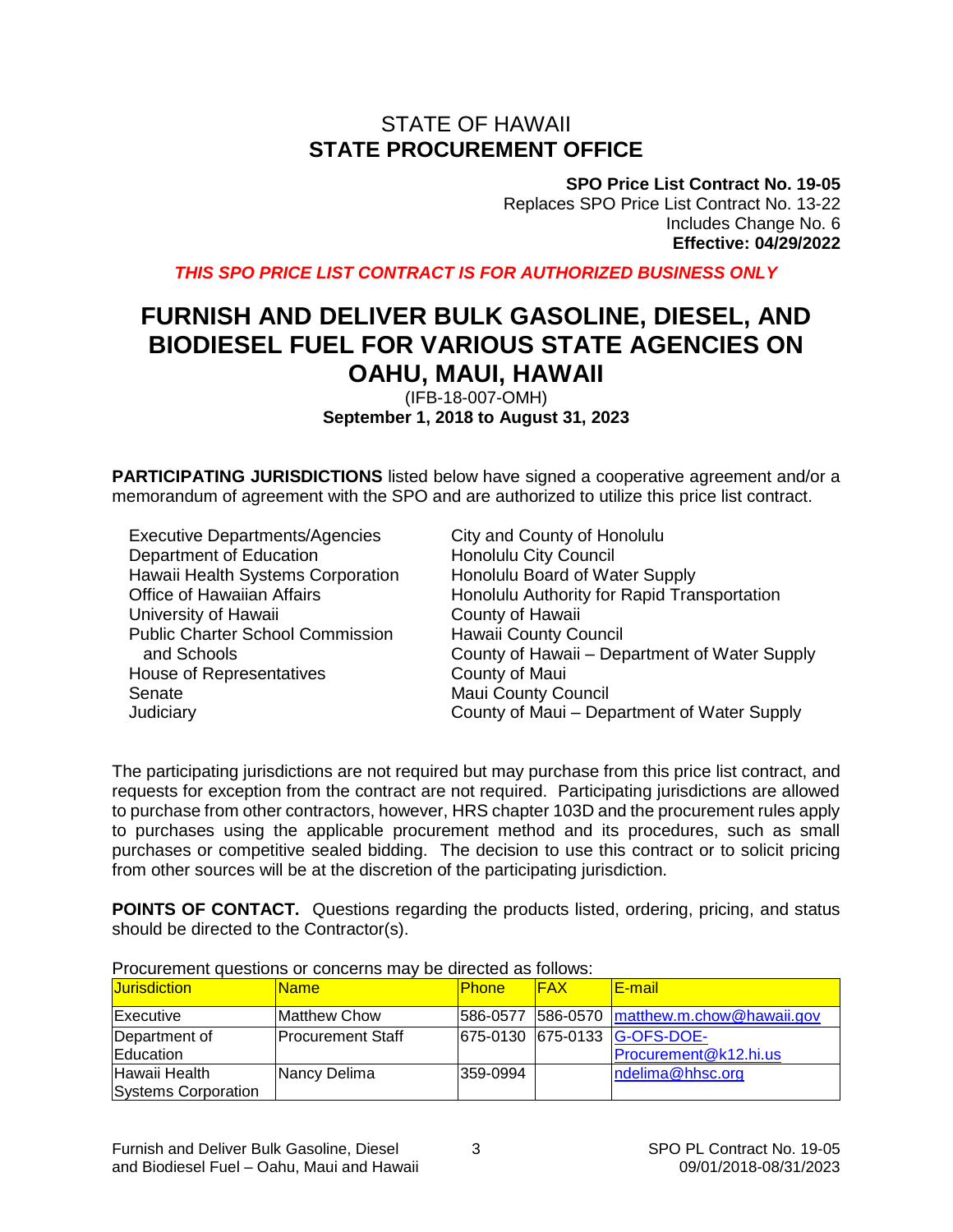# STATE OF HAWAII
# STATE PROCUREMENT OFFICE

**SPO Price List Contract No. 19-05**
Replaces SPO Price List Contract No. 13-22
Includes Change No. 6
**Effective: 04/29/2022**

***THIS SPO PRICE LIST CONTRACT IS FOR AUTHORIZED BUSINESS ONLY***

# FURNISH AND DELIVER BULK GASOLINE, DIESEL, AND BIODIESEL FUEL FOR VARIOUS STATE AGENCIES ON OAHU, MAUI, HAWAII

(IFB-18-007-OMH)
**September 1, 2018 to August 31, 2023**

**PARTICIPATING JURISDICTIONS** listed below have signed a cooperative agreement and/or a memorandum of agreement with the SPO and are authorized to utilize this price list contract.

- Executive Departments/Agencies
- Department of Education
- Hawaii Health Systems Corporation
- Office of Hawaiian Affairs
- University of Hawaii
- Public Charter School Commission and Schools
- House of Representatives
- Senate
- Judiciary
- City and County of Honolulu
- Honolulu City Council
- Honolulu Board of Water Supply
- Honolulu Authority for Rapid Transportation
- County of Hawaii
- Hawaii County Council
- County of Hawaii – Department of Water Supply
- County of Maui
- Maui County Council
- County of Maui – Department of Water Supply

The participating jurisdictions are not required but may purchase from this price list contract, and requests for exception from the contract are not required. Participating jurisdictions are allowed to purchase from other contractors, however, HRS chapter 103D and the procurement rules apply to purchases using the applicable procurement method and its procedures, such as small purchases or competitive sealed bidding. The decision to use this contract or to solicit pricing from other sources will be at the discretion of the participating jurisdiction.

**POINTS OF CONTACT.** Questions regarding the products listed, ordering, pricing, and status should be directed to the Contractor(s).

Procurement questions or concerns may be directed as follows:

| Jurisdiction | Name | Phone | FAX | E-mail |
|---|---|---|---|---|
| Executive | Matthew Chow | 586-0577 | 586-0570 | matthew.m.chow@hawaii.gov |
| Department of Education | Procurement Staff | 675-0130 | 675-0133 | G-OFS-DOE-Procurement@k12.hi.us |
| Hawaii Health Systems Corporation | Nancy Delima | 359-0994 | | ndelima@hhsc.org |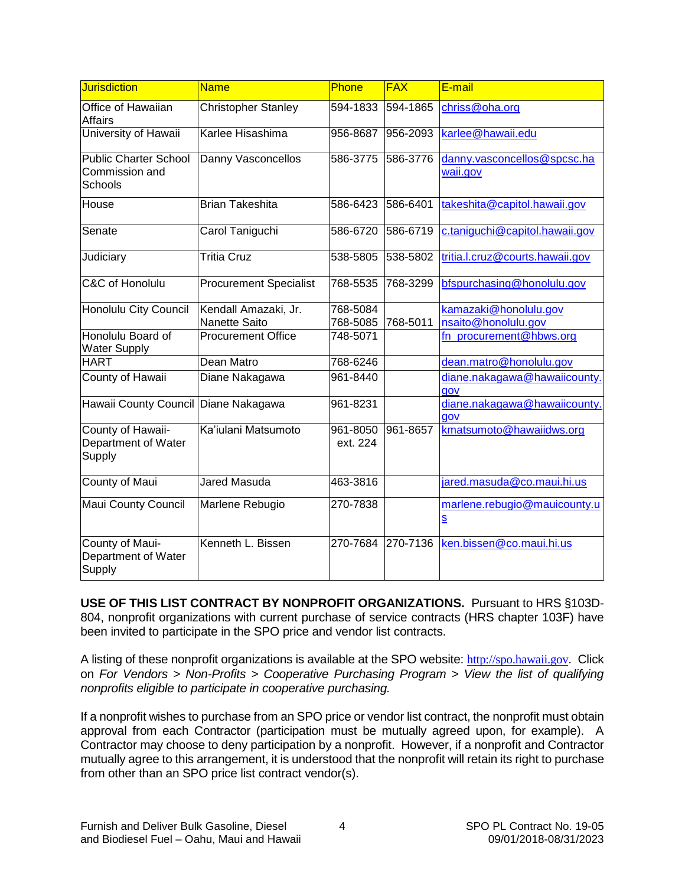| Jurisdiction | Name | Phone | FAX | E-mail |
|---|---|---|---|---|
| Office of Hawaiian Affairs | Christopher Stanley | 594-1833 | 594-1865 | chriss@oha.org |
| University of Hawaii | Karlee Hisashima | 956-8687 | 956-2093 | karlee@hawaii.edu |
| Public Charter School Commission and Schools | Danny Vasconcellos | 586-3775 | 586-3776 | danny.vasconcellos@spcsc.hawaii.gov |
| House | Brian Takeshita | 586-6423 | 586-6401 | takeshita@capitol.hawaii.gov |
| Senate | Carol Taniguchi | 586-6720 | 586-6719 | c.taniguchi@capitol.hawaii.gov |
| Judiciary | Tritia Cruz | 538-5805 | 538-5802 | tritia.l.cruz@courts.hawaii.gov |
| C&C of Honolulu | Procurement Specialist | 768-5535 | 768-3299 | bfspurchasing@honolulu.gov |
| Honolulu City Council | Kendall Amazaki, Jr.<br>Nanette Saito | 768-5084<br>768-5085 | 768-5011 | kamazaki@honolulu.gov<br>nsaito@honolulu.gov |
| Honolulu Board of Water Supply | Procurement Office | 748-5071 | | fn_procurement@hbws.org |
| HART | Dean Matro | 768-6246 | | dean.matro@honolulu.gov |
| County of Hawaii | Diane Nakagawa | 961-8440 | | diane.nakagawa@hawaiicounty.gov |
| Hawaii County Council | Diane Nakagawa | 961-8231 | | diane.nakagawa@hawaiicounty.gov |
| County of Hawaii-Department of Water Supply | Ka'iulani Matsumoto | 961-8050 ext. 224 | 961-8657 | kmatsumoto@hawaiidws.org |
| County of Maui | Jared Masuda | 463-3816 | | jared.masuda@co.maui.hi.us |
| Maui County Council | Marlene Rebugio | 270-7838 | | marlene.rebugio@mauicounty.us |
| County of Maui-Department of Water Supply | Kenneth L. Bissen | 270-7684 | 270-7136 | ken.bissen@co.maui.hi.us |

**USE OF THIS LIST CONTRACT BY NONPROFIT ORGANIZATIONS.** Pursuant to HRS §103D-804, nonprofit organizations with current purchase of service contracts (HRS chapter 103F) have been invited to participate in the SPO price and vendor list contracts.

A listing of these nonprofit organizations is available at the SPO website: http://spo.hawaii.gov. Click on *For Vendors > Non-Profits > Cooperative Purchasing Program > View the list of qualifying nonprofits eligible to participate in cooperative purchasing.*

If a nonprofit wishes to purchase from an SPO price or vendor list contract, the nonprofit must obtain approval from each Contractor (participation must be mutually agreed upon, for example). A Contractor may choose to deny participation by a nonprofit. However, if a nonprofit and Contractor mutually agree to this arrangement, it is understood that the nonprofit will retain its right to purchase from other than an SPO price list contract vendor(s).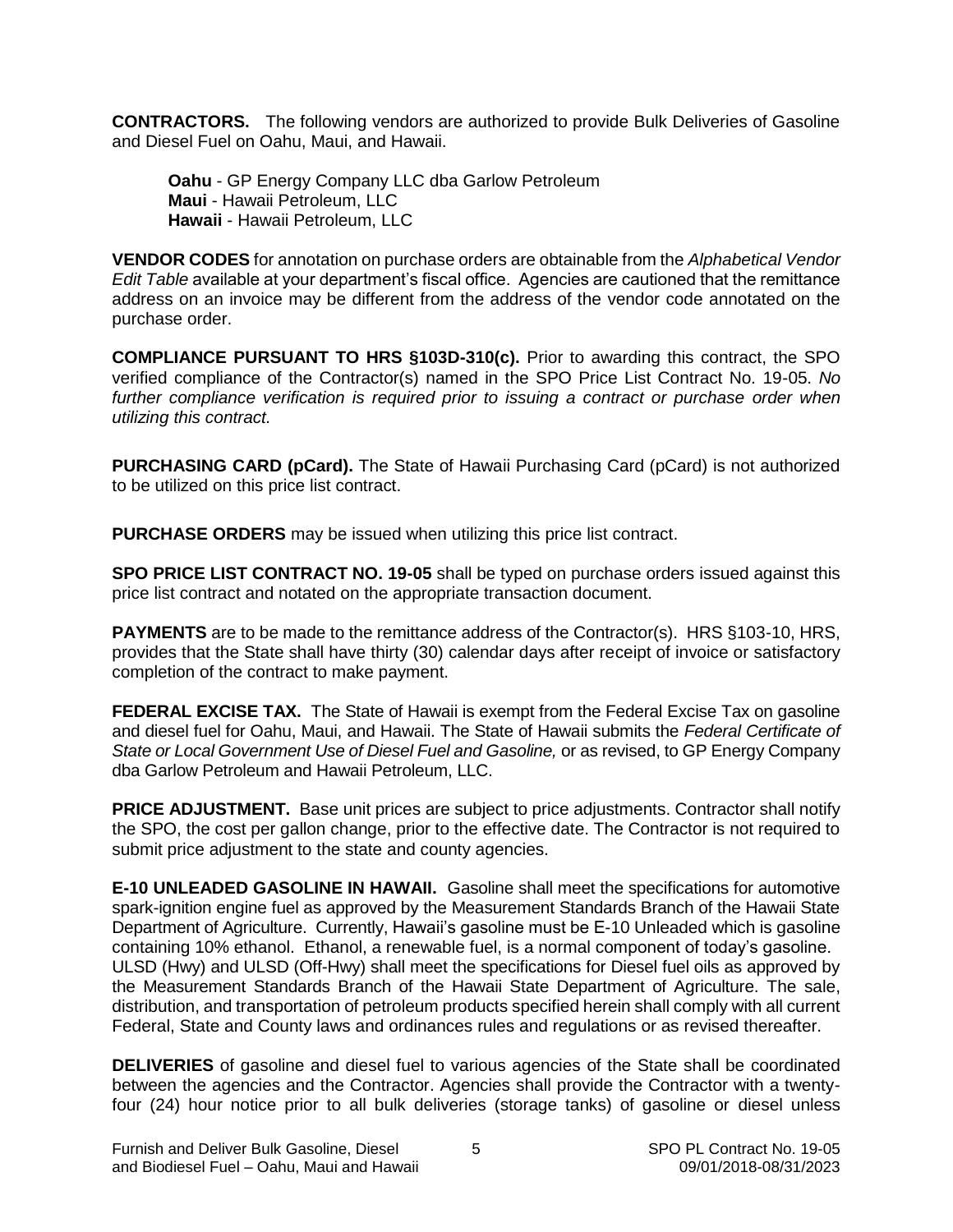**CONTRACTORS.** The following vendors are authorized to provide Bulk Deliveries of Gasoline and Diesel Fuel on Oahu, Maui, and Hawaii.

**Oahu** - GP Energy Company LLC dba Garlow Petroleum
**Maui** - Hawaii Petroleum, LLC
**Hawaii** - Hawaii Petroleum, LLC

**VENDOR CODES** for annotation on purchase orders are obtainable from the *Alphabetical Vendor Edit Table* available at your department's fiscal office. Agencies are cautioned that the remittance address on an invoice may be different from the address of the vendor code annotated on the purchase order.

**COMPLIANCE PURSUANT TO HRS §103D-310(c).** Prior to awarding this contract, the SPO verified compliance of the Contractor(s) named in the SPO Price List Contract No. 19-05. *No further compliance verification is required prior to issuing a contract or purchase order when utilizing this contract.*

**PURCHASING CARD (pCard).** The State of Hawaii Purchasing Card (pCard) is not authorized to be utilized on this price list contract.

**PURCHASE ORDERS** may be issued when utilizing this price list contract.

**SPO PRICE LIST CONTRACT NO. 19-05** shall be typed on purchase orders issued against this price list contract and notated on the appropriate transaction document.

**PAYMENTS** are to be made to the remittance address of the Contractor(s). HRS §103-10, HRS, provides that the State shall have thirty (30) calendar days after receipt of invoice or satisfactory completion of the contract to make payment.

**FEDERAL EXCISE TAX.** The State of Hawaii is exempt from the Federal Excise Tax on gasoline and diesel fuel for Oahu, Maui, and Hawaii. The State of Hawaii submits the *Federal Certificate of State or Local Government Use of Diesel Fuel and Gasoline,* or as revised, to GP Energy Company dba Garlow Petroleum and Hawaii Petroleum, LLC.

**PRICE ADJUSTMENT.** Base unit prices are subject to price adjustments. Contractor shall notify the SPO, the cost per gallon change, prior to the effective date. The Contractor is not required to submit price adjustment to the state and county agencies.

**E-10 UNLEADED GASOLINE IN HAWAII.** Gasoline shall meet the specifications for automotive spark-ignition engine fuel as approved by the Measurement Standards Branch of the Hawaii State Department of Agriculture. Currently, Hawaii's gasoline must be E-10 Unleaded which is gasoline containing 10% ethanol. Ethanol, a renewable fuel, is a normal component of today's gasoline. ULSD (Hwy) and ULSD (Off-Hwy) shall meet the specifications for Diesel fuel oils as approved by the Measurement Standards Branch of the Hawaii State Department of Agriculture. The sale, distribution, and transportation of petroleum products specified herein shall comply with all current Federal, State and County laws and ordinances rules and regulations or as revised thereafter.

**DELIVERIES** of gasoline and diesel fuel to various agencies of the State shall be coordinated between the agencies and the Contractor. Agencies shall provide the Contractor with a twenty-four (24) hour notice prior to all bulk deliveries (storage tanks) of gasoline or diesel unless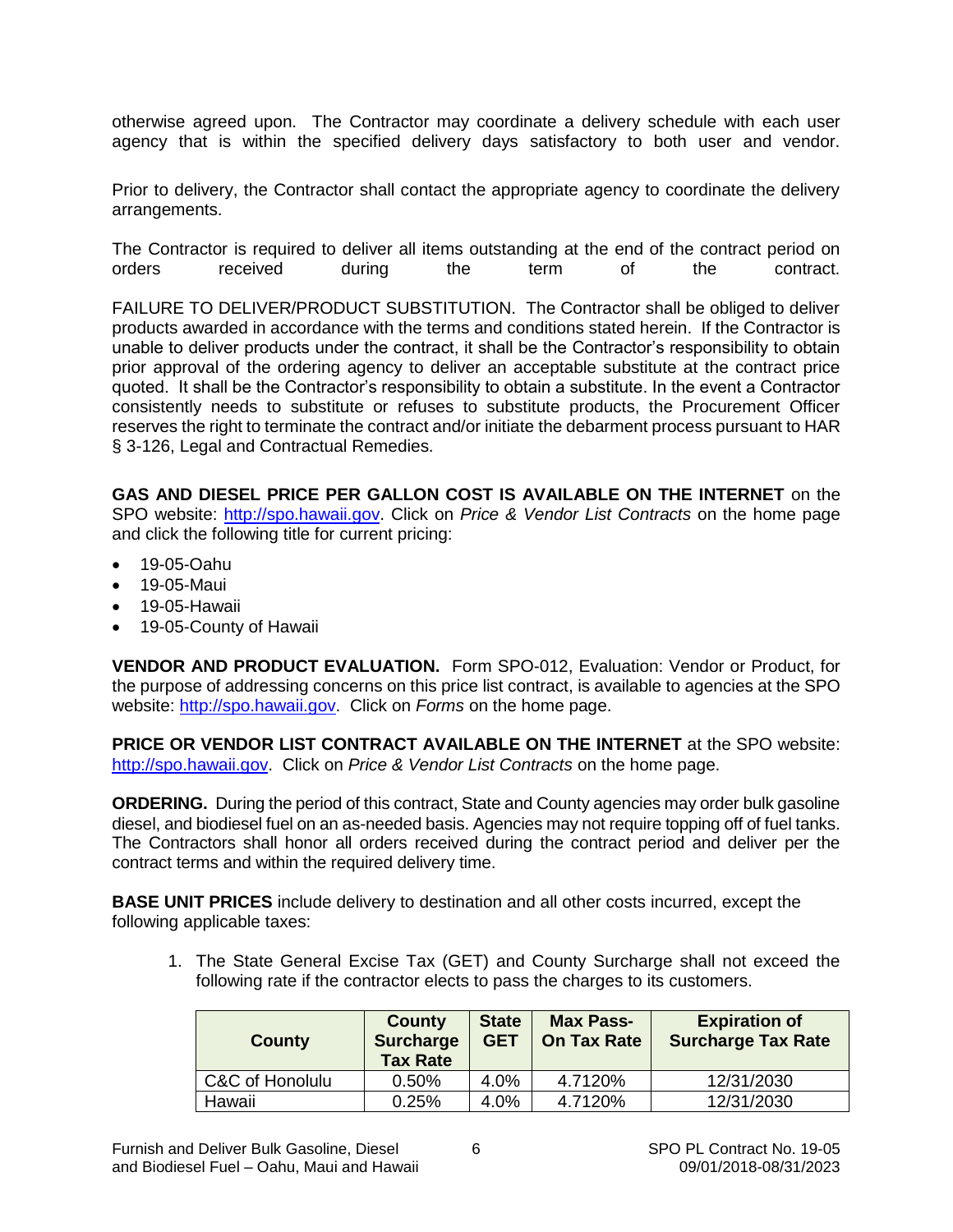otherwise agreed upon. The Contractor may coordinate a delivery schedule with each user agency that is within the specified delivery days satisfactory to both user and vendor.

Prior to delivery, the Contractor shall contact the appropriate agency to coordinate the delivery arrangements.

The Contractor is required to deliver all items outstanding at the end of the contract period on orders received during the term of the contract.

FAILURE TO DELIVER/PRODUCT SUBSTITUTION. The Contractor shall be obliged to deliver products awarded in accordance with the terms and conditions stated herein. If the Contractor is unable to deliver products under the contract, it shall be the Contractor's responsibility to obtain prior approval of the ordering agency to deliver an acceptable substitute at the contract price quoted. It shall be the Contractor's responsibility to obtain a substitute. In the event a Contractor consistently needs to substitute or refuses to substitute products, the Procurement Officer reserves the right to terminate the contract and/or initiate the debarment process pursuant to HAR § 3-126, Legal and Contractual Remedies.

**GAS AND DIESEL PRICE PER GALLON COST IS AVAILABLE ON THE INTERNET** on the SPO website: http://spo.hawaii.gov. Click on *Price & Vendor List Contracts* on the home page and click the following title for current pricing:

- 19-05-Oahu
- 19-05-Maui
- 19-05-Hawaii
- 19-05-County of Hawaii

**VENDOR AND PRODUCT EVALUATION.** Form SPO-012, Evaluation: Vendor or Product, for the purpose of addressing concerns on this price list contract, is available to agencies at the SPO website: http://spo.hawaii.gov. Click on *Forms* on the home page.

**PRICE OR VENDOR LIST CONTRACT AVAILABLE ON THE INTERNET** at the SPO website: http://spo.hawaii.gov. Click on *Price & Vendor List Contracts* on the home page.

**ORDERING.** During the period of this contract, State and County agencies may order bulk gasoline diesel, and biodiesel fuel on an as-needed basis. Agencies may not require topping off of fuel tanks. The Contractors shall honor all orders received during the contract period and deliver per the contract terms and within the required delivery time.

**BASE UNIT PRICES** include delivery to destination and all other costs incurred, except the following applicable taxes:

1. The State General Excise Tax (GET) and County Surcharge shall not exceed the following rate if the contractor elects to pass the charges to its customers.

| County | County Surcharge Tax Rate | State GET | Max Pass-On Tax Rate | Expiration of Surcharge Tax Rate |
|---|---|---|---|---|
| C&C of Honolulu | 0.50% | 4.0% | 4.7120% | 12/31/2030 |
| Hawaii | 0.25% | 4.0% | 4.7120% | 12/31/2030 |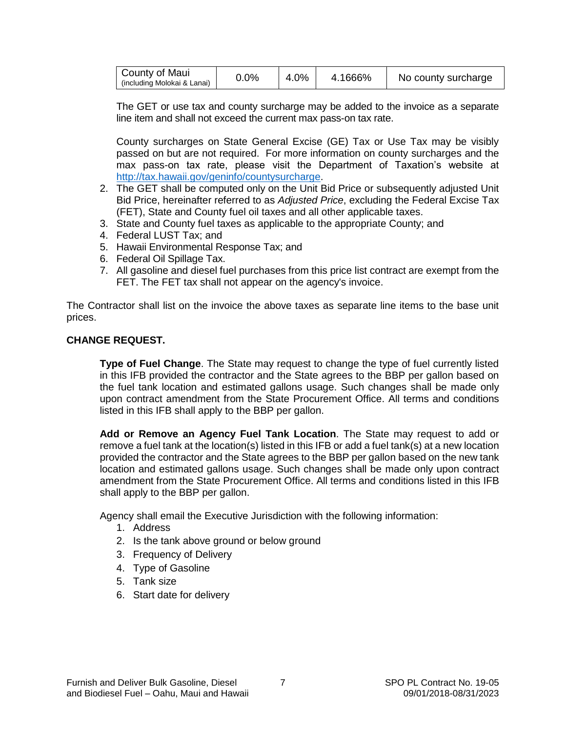| County of Maui (including Molokai & Lanai) | 0.0% | 4.0% | 4.1666% | No county surcharge |
|---|---|---|---|---|

The GET or use tax and county surcharge may be added to the invoice as a separate line item and shall not exceed the current max pass-on tax rate.

County surcharges on State General Excise (GE) Tax or Use Tax may be visibly passed on but are not required. For more information on county surcharges and the max pass-on tax rate, please visit the Department of Taxation's website at http://tax.hawaii.gov/geninfo/countysurcharge.

2. The GET shall be computed only on the Unit Bid Price or subsequently adjusted Unit Bid Price, hereinafter referred to as *Adjusted Price*, excluding the Federal Excise Tax (FET), State and County fuel oil taxes and all other applicable taxes.
3. State and County fuel taxes as applicable to the appropriate County; and
4. Federal LUST Tax; and
5. Hawaii Environmental Response Tax; and
6. Federal Oil Spillage Tax.
7. All gasoline and diesel fuel purchases from this price list contract are exempt from the FET. The FET tax shall not appear on the agency's invoice.

The Contractor shall list on the invoice the above taxes as separate line items to the base unit prices.

**CHANGE REQUEST.**

**Type of Fuel Change**. The State may request to change the type of fuel currently listed in this IFB provided the contractor and the State agrees to the BBP per gallon based on the fuel tank location and estimated gallons usage. Such changes shall be made only upon contract amendment from the State Procurement Office. All terms and conditions listed in this IFB shall apply to the BBP per gallon.

**Add or Remove an Agency Fuel Tank Location**. The State may request to add or remove a fuel tank at the location(s) listed in this IFB or add a fuel tank(s) at a new location provided the contractor and the State agrees to the BBP per gallon based on the new tank location and estimated gallons usage. Such changes shall be made only upon contract amendment from the State Procurement Office. All terms and conditions listed in this IFB shall apply to the BBP per gallon.

Agency shall email the Executive Jurisdiction with the following information:

1. Address
2. Is the tank above ground or below ground
3. Frequency of Delivery
4. Type of Gasoline
5. Tank size
6. Start date for delivery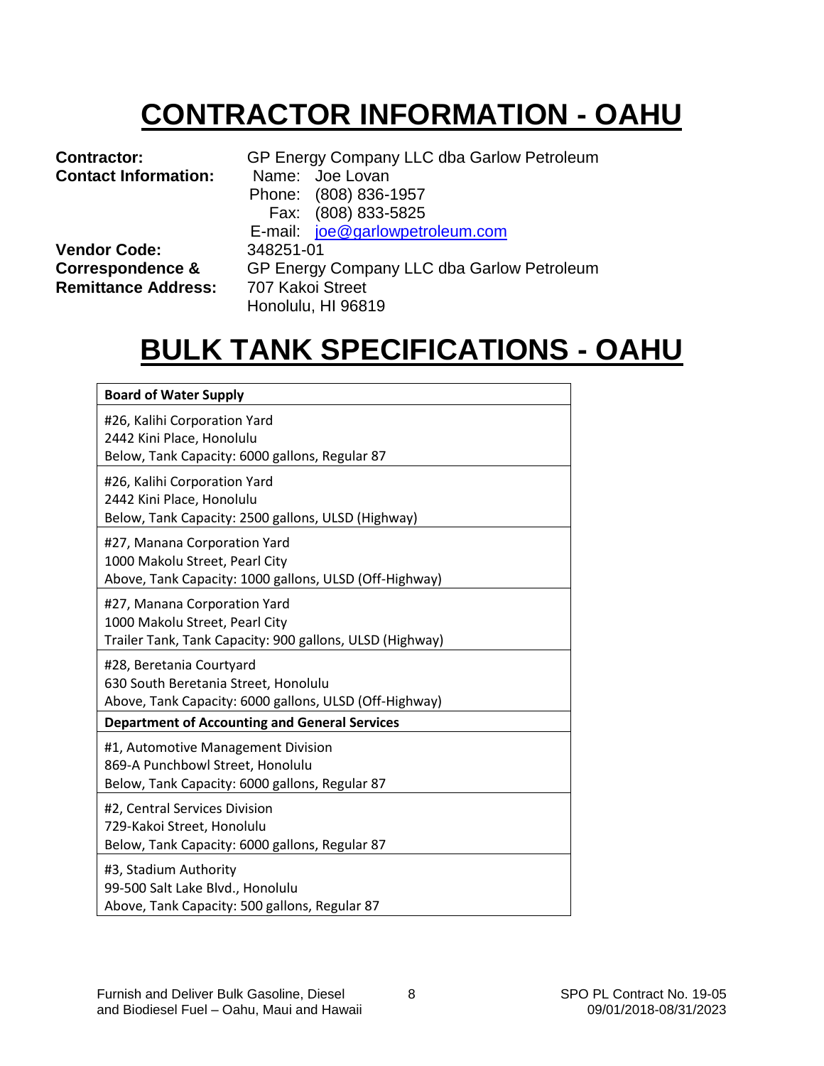# CONTRACTOR INFORMATION - OAHU

**Contractor:** GP Energy Company LLC dba Garlow Petroleum

**Contact Information:**
Name: Joe Lovan
Phone: (808) 836-1957
Fax: (808) 833-5825
E-mail: joe@garlowpetroleum.com

**Vendor Code:** 348251-01

**Correspondence & Remittance Address:**
GP Energy Company LLC dba Garlow Petroleum
707 Kakoi Street
Honolulu, HI 96819

# BULK TANK SPECIFICATIONS - OAHU

| **Board of Water Supply** |
|---|
| #26, Kalihi Corporation Yard<br>2442 Kini Place, Honolulu<br>Below, Tank Capacity: 6000 gallons, Regular 87 |
| #26, Kalihi Corporation Yard<br>2442 Kini Place, Honolulu<br>Below, Tank Capacity: 2500 gallons, ULSD (Highway) |
| #27, Manana Corporation Yard<br>1000 Makolu Street, Pearl City<br>Above, Tank Capacity: 1000 gallons, ULSD (Off-Highway) |
| #27, Manana Corporation Yard<br>1000 Makolu Street, Pearl City<br>Trailer Tank, Tank Capacity: 900 gallons, ULSD (Highway) |
| #28, Beretania Courtyard<br>630 South Beretania Street, Honolulu<br>Above, Tank Capacity: 6000 gallons, ULSD (Off-Highway) |
| **Department of Accounting and General Services** |
| #1, Automotive Management Division<br>869-A Punchbowl Street, Honolulu<br>Below, Tank Capacity: 6000 gallons, Regular 87 |
| #2, Central Services Division<br>729-Kakoi Street, Honolulu<br>Below, Tank Capacity: 6000 gallons, Regular 87 |
| #3, Stadium Authority<br>99-500 Salt Lake Blvd., Honolulu<br>Above, Tank Capacity: 500 gallons, Regular 87 |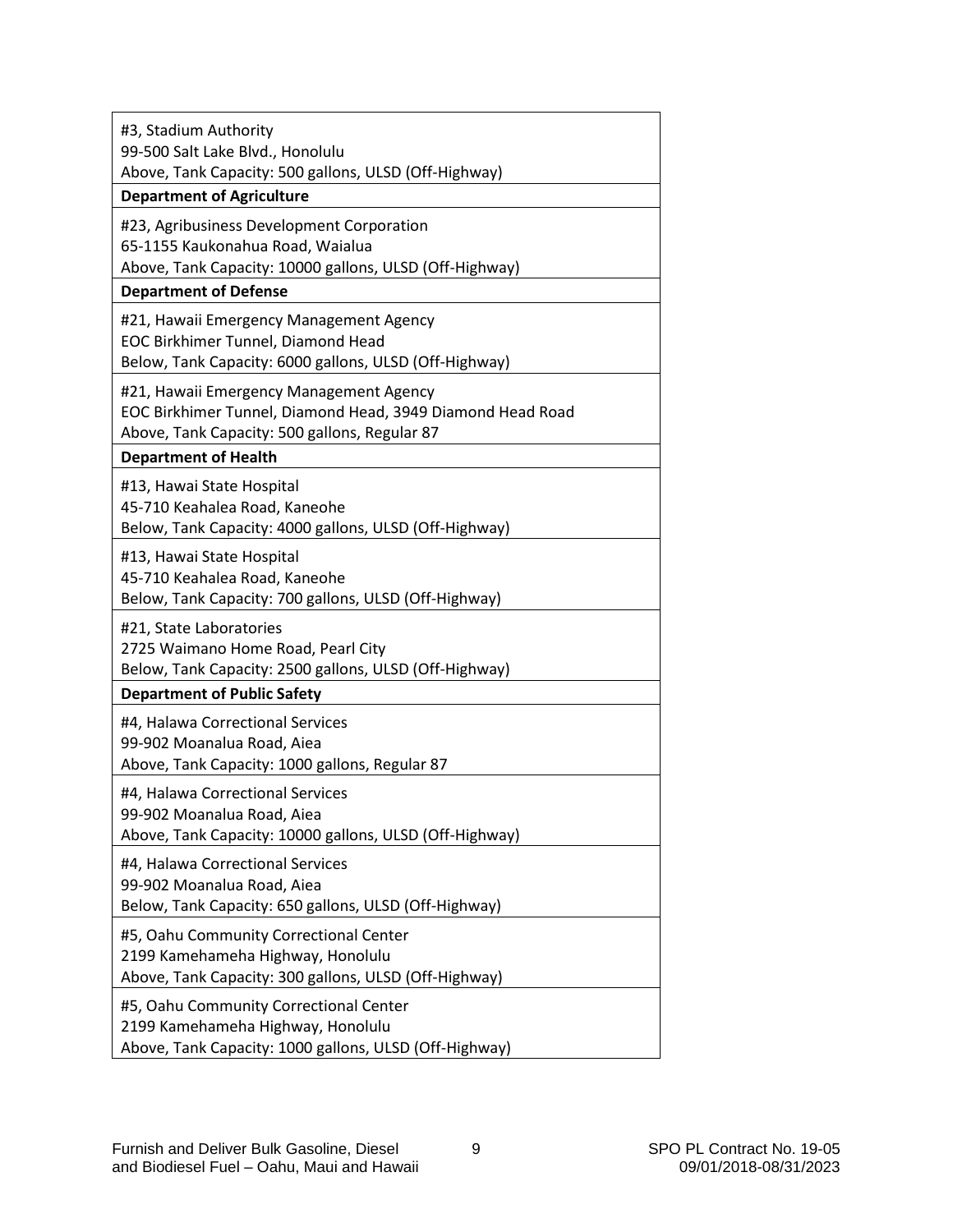| #3, Stadium Authority<br>99-500 Salt Lake Blvd., Honolulu<br>Above, Tank Capacity: 500 gallons, ULSD (Off-Highway) |
|---|
| **Department of Agriculture** |
| #23, Agribusiness Development Corporation<br>65-1155 Kaukonahua Road, Waialua<br>Above, Tank Capacity: 10000 gallons, ULSD (Off-Highway) |
| **Department of Defense** |
| #21, Hawaii Emergency Management Agency<br>EOC Birkhimer Tunnel, Diamond Head<br>Below, Tank Capacity: 6000 gallons, ULSD (Off-Highway) |
| #21, Hawaii Emergency Management Agency<br>EOC Birkhimer Tunnel, Diamond Head, 3949 Diamond Head Road<br>Above, Tank Capacity: 500 gallons, Regular 87 |
| **Department of Health** |
| #13, Hawai State Hospital<br>45-710 Keahalea Road, Kaneohe<br>Below, Tank Capacity: 4000 gallons, ULSD (Off-Highway) |
| #13, Hawai State Hospital<br>45-710 Keahalea Road, Kaneohe<br>Below, Tank Capacity: 700 gallons, ULSD (Off-Highway) |
| #21, State Laboratories<br>2725 Waimano Home Road, Pearl City<br>Below, Tank Capacity: 2500 gallons, ULSD (Off-Highway) |
| **Department of Public Safety** |
| #4, Halawa Correctional Services<br>99-902 Moanalua Road, Aiea<br>Above, Tank Capacity: 1000 gallons, Regular 87 |
| #4, Halawa Correctional Services<br>99-902 Moanalua Road, Aiea<br>Above, Tank Capacity: 10000 gallons, ULSD (Off-Highway) |
| #4, Halawa Correctional Services<br>99-902 Moanalua Road, Aiea<br>Below, Tank Capacity: 650 gallons, ULSD (Off-Highway) |
| #5, Oahu Community Correctional Center<br>2199 Kamehameha Highway, Honolulu<br>Above, Tank Capacity: 300 gallons, ULSD (Off-Highway) |
| #5, Oahu Community Correctional Center<br>2199 Kamehameha Highway, Honolulu<br>Above, Tank Capacity: 1000 gallons, ULSD (Off-Highway) |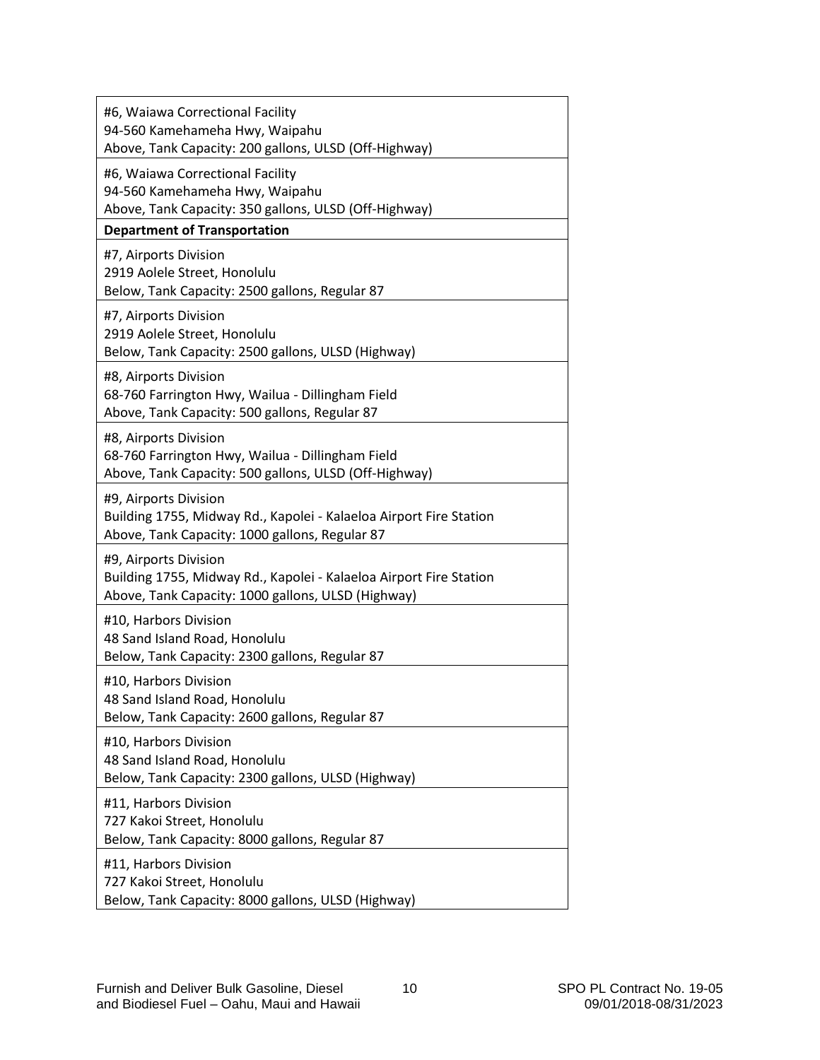| |
|---|
| #6, Waiawa Correctional Facility<br>94-560 Kamehameha Hwy, Waipahu<br>Above, Tank Capacity: 200 gallons, ULSD (Off-Highway) |
| #6, Waiawa Correctional Facility<br>94-560 Kamehameha Hwy, Waipahu<br>Above, Tank Capacity: 350 gallons, ULSD (Off-Highway) |
| **Department of Transportation** |
| #7, Airports Division<br>2919 Aolele Street, Honolulu<br>Below, Tank Capacity: 2500 gallons, Regular 87 |
| #7, Airports Division<br>2919 Aolele Street, Honolulu<br>Below, Tank Capacity: 2500 gallons, ULSD (Highway) |
| #8, Airports Division<br>68-760 Farrington Hwy, Wailua - Dillingham Field<br>Above, Tank Capacity: 500 gallons, Regular 87 |
| #8, Airports Division<br>68-760 Farrington Hwy, Wailua - Dillingham Field<br>Above, Tank Capacity: 500 gallons, ULSD (Off-Highway) |
| #9, Airports Division<br>Building 1755, Midway Rd., Kapolei - Kalaeloa Airport Fire Station<br>Above, Tank Capacity: 1000 gallons, Regular 87 |
| #9, Airports Division<br>Building 1755, Midway Rd., Kapolei - Kalaeloa Airport Fire Station<br>Above, Tank Capacity: 1000 gallons, ULSD (Highway) |
| #10, Harbors Division<br>48 Sand Island Road, Honolulu<br>Below, Tank Capacity: 2300 gallons, Regular 87 |
| #10, Harbors Division<br>48 Sand Island Road, Honolulu<br>Below, Tank Capacity: 2600 gallons, Regular 87 |
| #10, Harbors Division<br>48 Sand Island Road, Honolulu<br>Below, Tank Capacity: 2300 gallons, ULSD (Highway) |
| #11, Harbors Division<br>727 Kakoi Street, Honolulu<br>Below, Tank Capacity: 8000 gallons, Regular 87 |
| #11, Harbors Division<br>727 Kakoi Street, Honolulu<br>Below, Tank Capacity: 8000 gallons, ULSD (Highway) |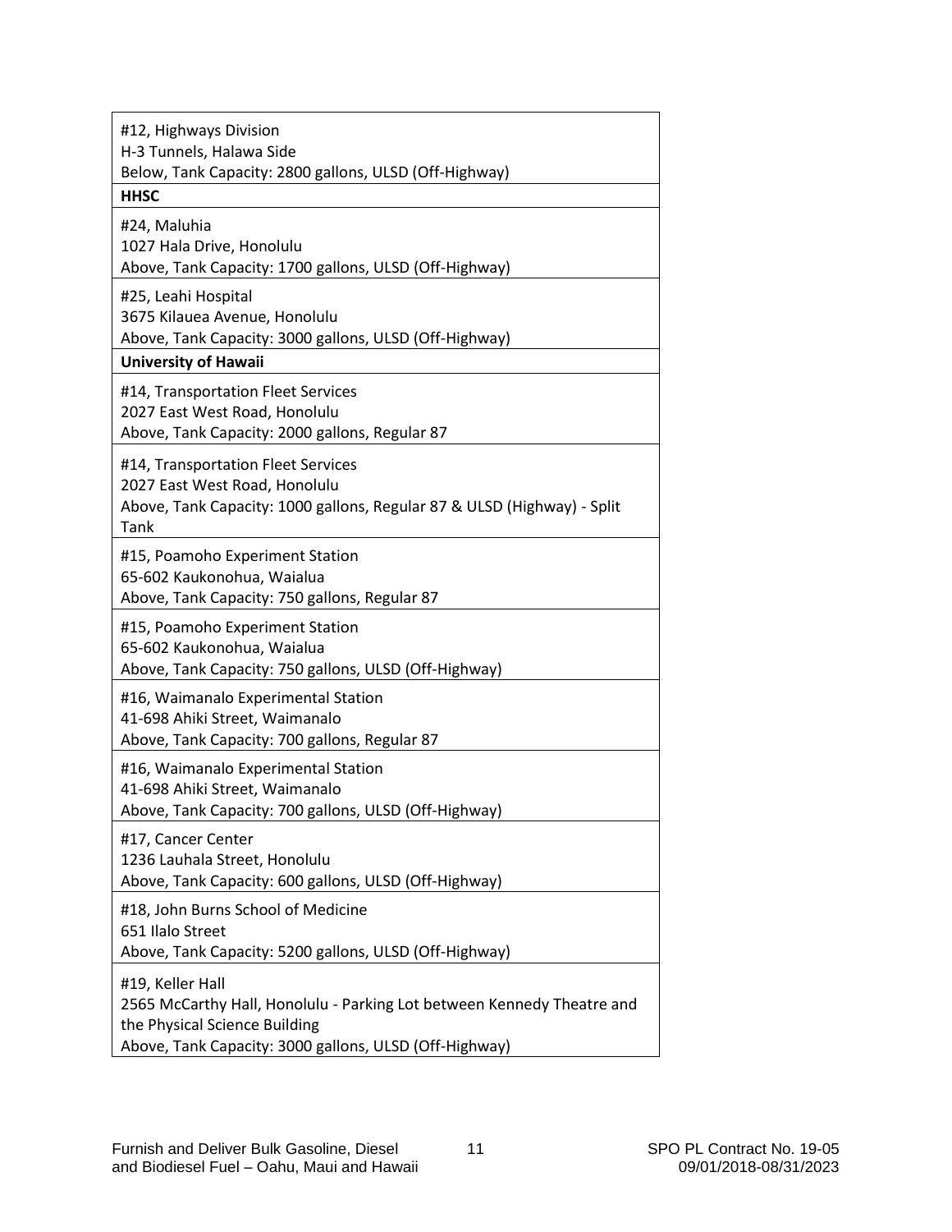| #12, Highways Division<br>H-3 Tunnels, Halawa Side<br>Below, Tank Capacity: 2800 gallons, ULSD (Off-Highway) |
|---|
| **HHSC** |
| #24, Maluhia<br>1027 Hala Drive, Honolulu<br>Above, Tank Capacity: 1700 gallons, ULSD (Off-Highway) |
| #25, Leahi Hospital<br>3675 Kilauea Avenue, Honolulu<br>Above, Tank Capacity: 3000 gallons, ULSD (Off-Highway) |
| **University of Hawaii** |
| #14, Transportation Fleet Services<br>2027 East West Road, Honolulu<br>Above, Tank Capacity: 2000 gallons, Regular 87 |
| #14, Transportation Fleet Services<br>2027 East West Road, Honolulu<br>Above, Tank Capacity: 1000 gallons, Regular 87 & ULSD (Highway) - Split Tank |
| #15, Poamoho Experiment Station<br>65-602 Kaukonohua, Waialua<br>Above, Tank Capacity: 750 gallons, Regular 87 |
| #15, Poamoho Experiment Station<br>65-602 Kaukonohua, Waialua<br>Above, Tank Capacity: 750 gallons, ULSD (Off-Highway) |
| #16, Waimanalo Experimental Station<br>41-698 Ahiki Street, Waimanalo<br>Above, Tank Capacity: 700 gallons, Regular 87 |
| #16, Waimanalo Experimental Station<br>41-698 Ahiki Street, Waimanalo<br>Above, Tank Capacity: 700 gallons, ULSD (Off-Highway) |
| #17, Cancer Center<br>1236 Lauhala Street, Honolulu<br>Above, Tank Capacity: 600 gallons, ULSD (Off-Highway) |
| #18, John Burns School of Medicine<br>651 Ilalo Street<br>Above, Tank Capacity: 5200 gallons, ULSD (Off-Highway) |
| #19, Keller Hall<br>2565 McCarthy Hall, Honolulu - Parking Lot between Kennedy Theatre and the Physical Science Building<br>Above, Tank Capacity: 3000 gallons, ULSD (Off-Highway) |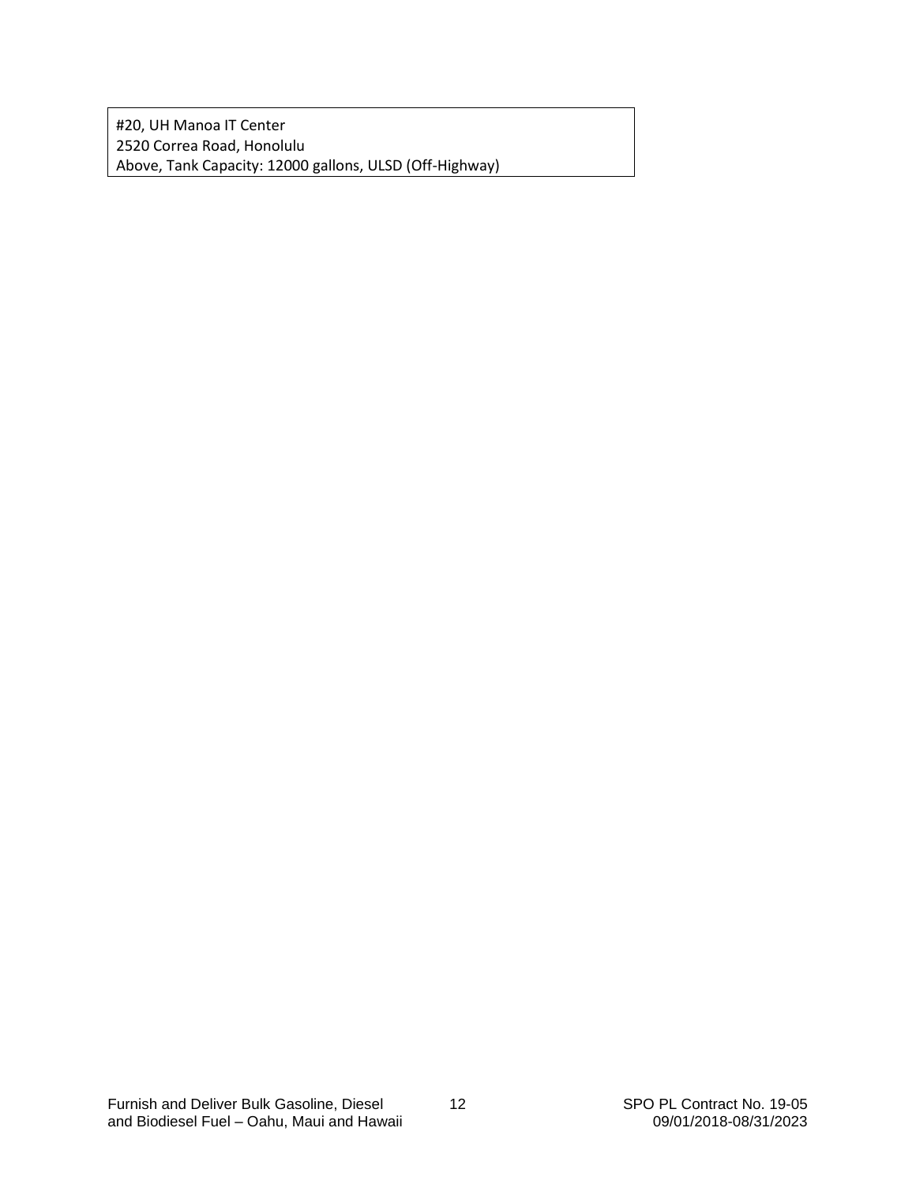| #20, UH Manoa IT Center<br>2520 Correa Road, Honolulu<br>Above, Tank Capacity: 12000 gallons, ULSD (Off-Highway) |
|---|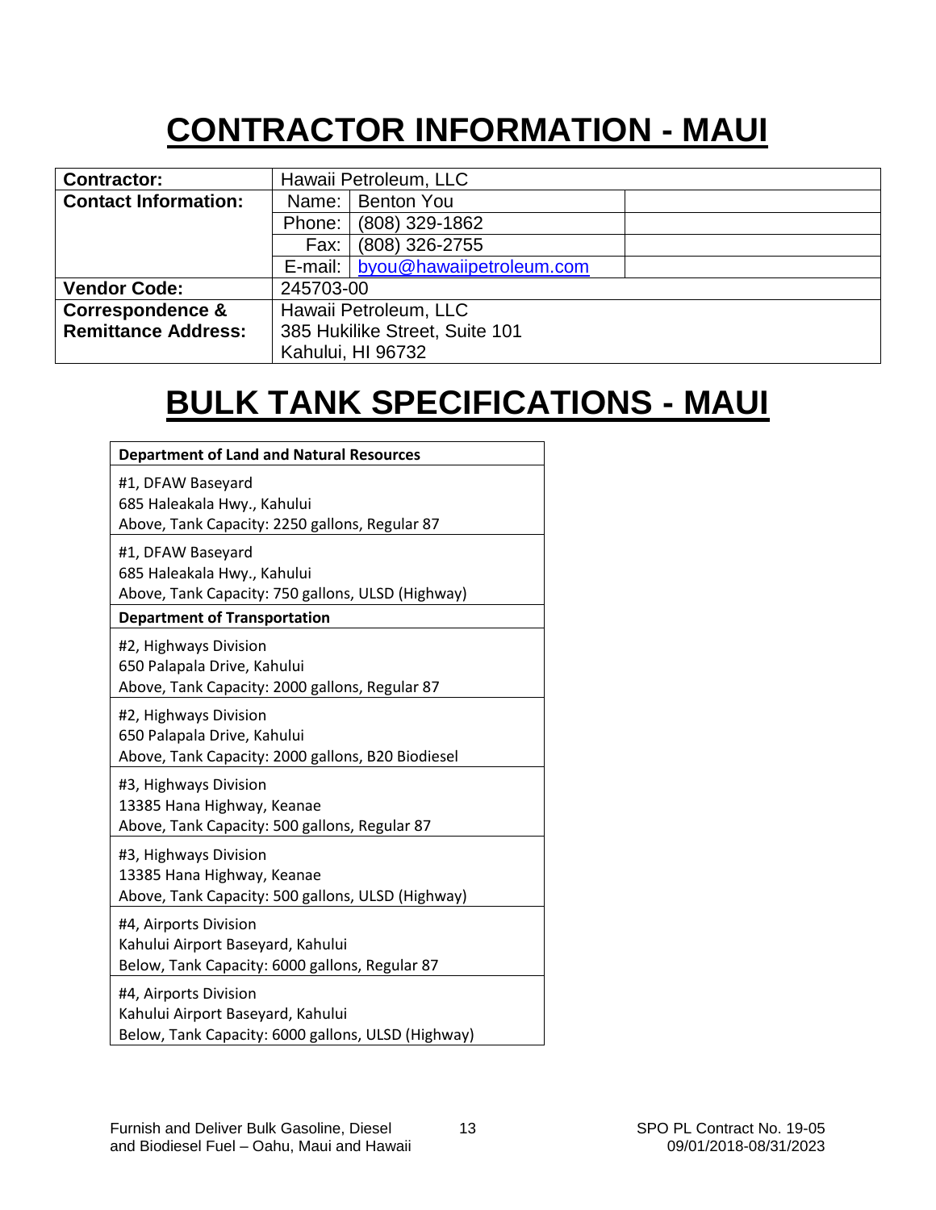# CONTRACTOR INFORMATION - MAUI

| | | | |
|---|---|---|---|
| **Contractor:** | Hawaii Petroleum, LLC | | |
| **Contact Information:** | Name: | Benton You | |
| | Phone: | (808) 329-1862 | |
| | Fax: | (808) 326-2755 | |
| | E-mail: | byou@hawaiipetroleum.com | |
| **Vendor Code:** | 245703-00 | | |
| **Correspondence & Remittance Address:** | Hawaii Petroleum, LLC<br>385 Hukilike Street, Suite 101<br>Kahului, HI 96732 | | |

# BULK TANK SPECIFICATIONS - MAUI

| **Department of Land and Natural Resources** |
|---|
| #1, DFAW Baseyard<br>685 Haleakala Hwy., Kahului<br>Above, Tank Capacity: 2250 gallons, Regular 87 |
| #1, DFAW Baseyard<br>685 Haleakala Hwy., Kahului<br>Above, Tank Capacity: 750 gallons, ULSD (Highway) |
| **Department of Transportation** |
| #2, Highways Division<br>650 Palapala Drive, Kahului<br>Above, Tank Capacity: 2000 gallons, Regular 87 |
| #2, Highways Division<br>650 Palapala Drive, Kahului<br>Above, Tank Capacity: 2000 gallons, B20 Biodiesel |
| #3, Highways Division<br>13385 Hana Highway, Keanae<br>Above, Tank Capacity: 500 gallons, Regular 87 |
| #3, Highways Division<br>13385 Hana Highway, Keanae<br>Above, Tank Capacity: 500 gallons, ULSD (Highway) |
| #4, Airports Division<br>Kahului Airport Baseyard, Kahului<br>Below, Tank Capacity: 6000 gallons, Regular 87 |
| #4, Airports Division<br>Kahului Airport Baseyard, Kahului<br>Below, Tank Capacity: 6000 gallons, ULSD (Highway) |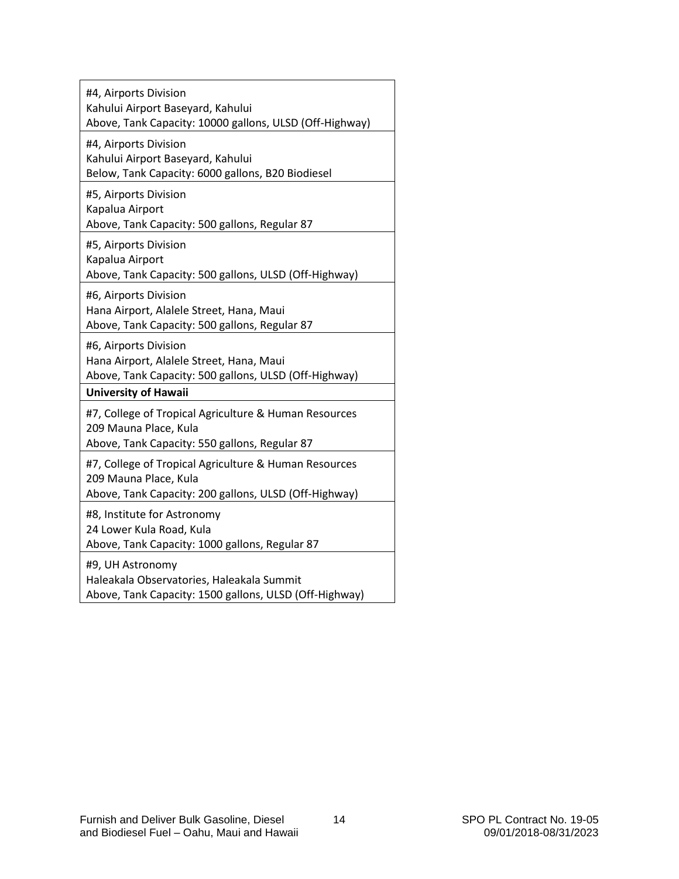| |
|---|
| #4, Airports Division<br>Kahului Airport Baseyard, Kahului<br>Above, Tank Capacity: 10000 gallons, ULSD (Off-Highway) |
| #4, Airports Division<br>Kahului Airport Baseyard, Kahului<br>Below, Tank Capacity: 6000 gallons, B20 Biodiesel |
| #5, Airports Division<br>Kapalua Airport<br>Above, Tank Capacity: 500 gallons, Regular 87 |
| #5, Airports Division<br>Kapalua Airport<br>Above, Tank Capacity: 500 gallons, ULSD (Off-Highway) |
| #6, Airports Division<br>Hana Airport, Alalele Street, Hana, Maui<br>Above, Tank Capacity: 500 gallons, Regular 87 |
| #6, Airports Division<br>Hana Airport, Alalele Street, Hana, Maui<br>Above, Tank Capacity: 500 gallons, ULSD (Off-Highway) |
| **University of Hawaii** |
| #7, College of Tropical Agriculture & Human Resources<br>209 Mauna Place, Kula<br>Above, Tank Capacity: 550 gallons, Regular 87 |
| #7, College of Tropical Agriculture & Human Resources<br>209 Mauna Place, Kula<br>Above, Tank Capacity: 200 gallons, ULSD (Off-Highway) |
| #8, Institute for Astronomy<br>24 Lower Kula Road, Kula<br>Above, Tank Capacity: 1000 gallons, Regular 87 |
| #9, UH Astronomy<br>Haleakala Observatories, Haleakala Summit<br>Above, Tank Capacity: 1500 gallons, ULSD (Off-Highway) |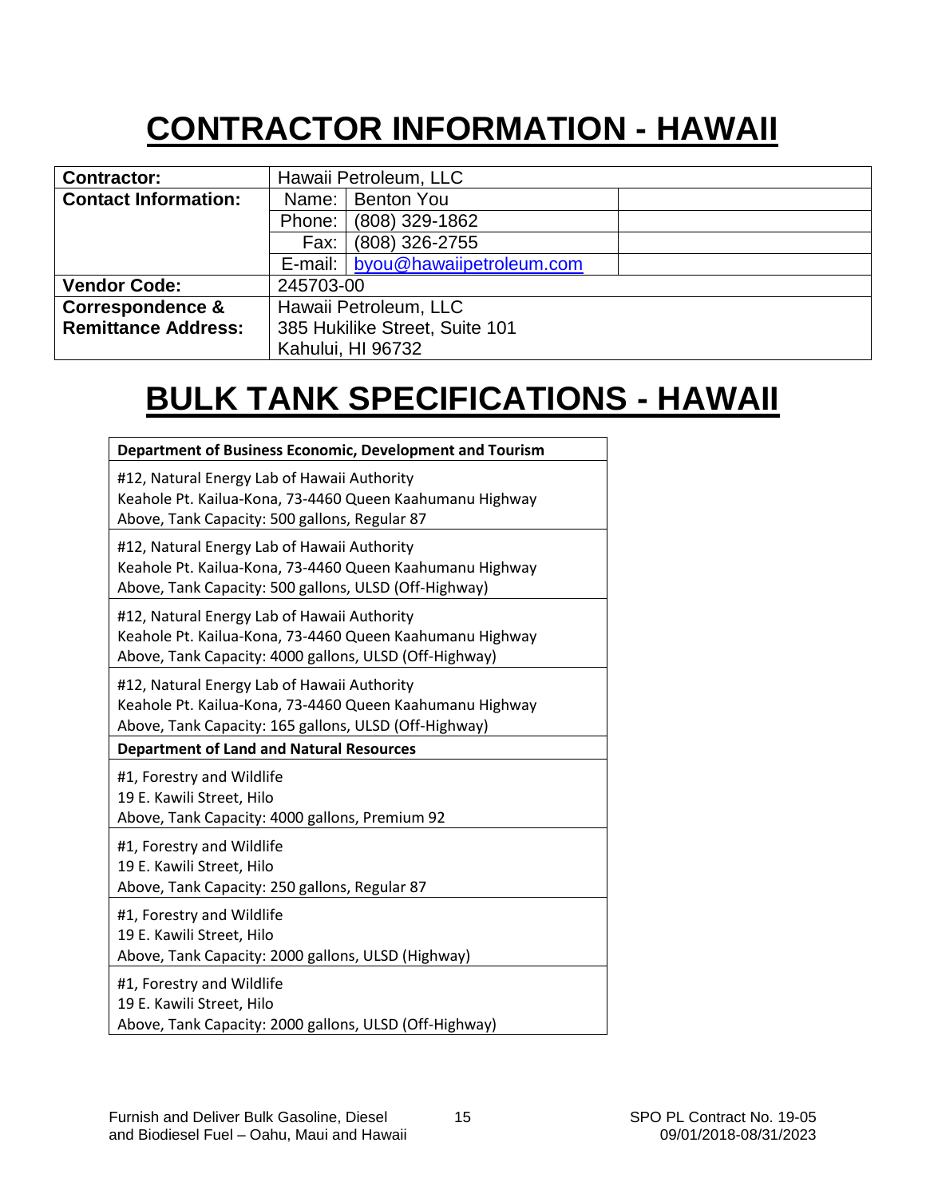# CONTRACTOR INFORMATION - HAWAII

| | | | |
|---|---|---|---|
| **Contractor:** | Hawaii Petroleum, LLC | | |
| **Contact Information:** | Name: | Benton You | |
| | Phone: | (808) 329-1862 | |
| | Fax: | (808) 326-2755 | |
| | E-mail: | byou@hawaiipetroleum.com | |
| **Vendor Code:** | 245703-00 | | |
| **Correspondence & Remittance Address:** | Hawaii Petroleum, LLC<br>385 Hukilike Street, Suite 101<br>Kahului, HI 96732 | | |

# BULK TANK SPECIFICATIONS - HAWAII

| **Department of Business Economic, Development and Tourism** |
|---|
| #12, Natural Energy Lab of Hawaii Authority<br>Keahole Pt. Kailua-Kona, 73-4460 Queen Kaahumanu Highway<br>Above, Tank Capacity: 500 gallons, Regular 87 |
| #12, Natural Energy Lab of Hawaii Authority<br>Keahole Pt. Kailua-Kona, 73-4460 Queen Kaahumanu Highway<br>Above, Tank Capacity: 500 gallons, ULSD (Off-Highway) |
| #12, Natural Energy Lab of Hawaii Authority<br>Keahole Pt. Kailua-Kona, 73-4460 Queen Kaahumanu Highway<br>Above, Tank Capacity: 4000 gallons, ULSD (Off-Highway) |
| #12, Natural Energy Lab of Hawaii Authority<br>Keahole Pt. Kailua-Kona, 73-4460 Queen Kaahumanu Highway<br>Above, Tank Capacity: 165 gallons, ULSD (Off-Highway) |
| **Department of Land and Natural Resources** |
| #1, Forestry and Wildlife<br>19 E. Kawili Street, Hilo<br>Above, Tank Capacity: 4000 gallons, Premium 92 |
| #1, Forestry and Wildlife<br>19 E. Kawili Street, Hilo<br>Above, Tank Capacity: 250 gallons, Regular 87 |
| #1, Forestry and Wildlife<br>19 E. Kawili Street, Hilo<br>Above, Tank Capacity: 2000 gallons, ULSD (Highway) |
| #1, Forestry and Wildlife<br>19 E. Kawili Street, Hilo<br>Above, Tank Capacity: 2000 gallons, ULSD (Off-Highway) |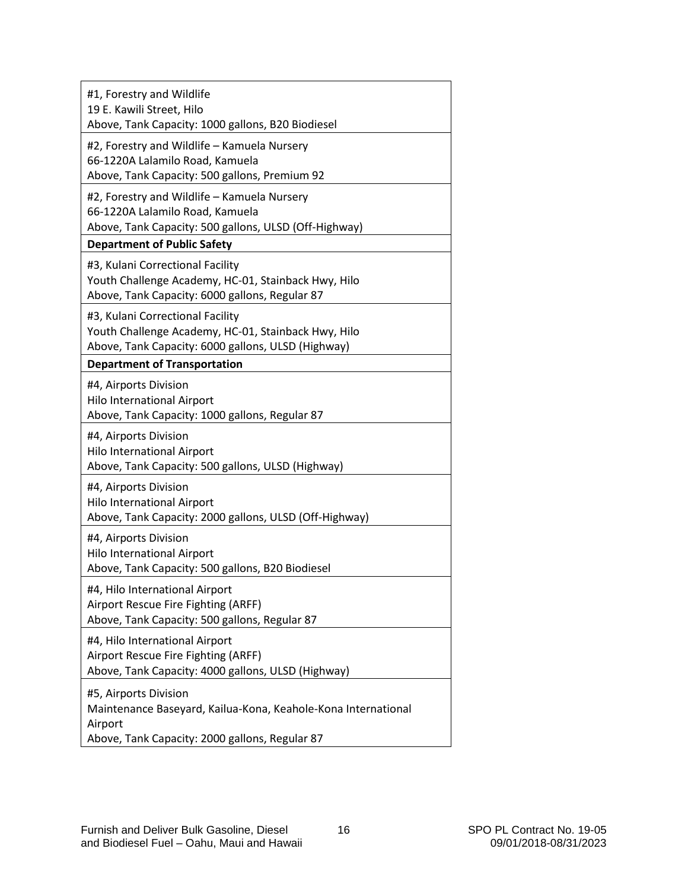| |
|---|
| #1, Forestry and Wildlife<br>19 E. Kawili Street, Hilo<br>Above, Tank Capacity: 1000 gallons, B20 Biodiesel |
| #2, Forestry and Wildlife – Kamuela Nursery<br>66-1220A Lalamilo Road, Kamuela<br>Above, Tank Capacity: 500 gallons, Premium 92 |
| #2, Forestry and Wildlife – Kamuela Nursery<br>66-1220A Lalamilo Road, Kamuela<br>Above, Tank Capacity: 500 gallons, ULSD (Off-Highway) |
| **Department of Public Safety** |
| #3, Kulani Correctional Facility<br>Youth Challenge Academy, HC-01, Stainback Hwy, Hilo<br>Above, Tank Capacity: 6000 gallons, Regular 87 |
| #3, Kulani Correctional Facility<br>Youth Challenge Academy, HC-01, Stainback Hwy, Hilo<br>Above, Tank Capacity: 6000 gallons, ULSD (Highway) |
| **Department of Transportation** |
| #4, Airports Division<br>Hilo International Airport<br>Above, Tank Capacity: 1000 gallons, Regular 87 |
| #4, Airports Division<br>Hilo International Airport<br>Above, Tank Capacity: 500 gallons, ULSD (Highway) |
| #4, Airports Division<br>Hilo International Airport<br>Above, Tank Capacity: 2000 gallons, ULSD (Off-Highway) |
| #4, Airports Division<br>Hilo International Airport<br>Above, Tank Capacity: 500 gallons, B20 Biodiesel |
| #4, Hilo International Airport<br>Airport Rescue Fire Fighting (ARFF)<br>Above, Tank Capacity: 500 gallons, Regular 87 |
| #4, Hilo International Airport<br>Airport Rescue Fire Fighting (ARFF)<br>Above, Tank Capacity: 4000 gallons, ULSD (Highway) |
| #5, Airports Division<br>Maintenance Baseyard, Kailua-Kona, Keahole-Kona International Airport<br>Above, Tank Capacity: 2000 gallons, Regular 87 |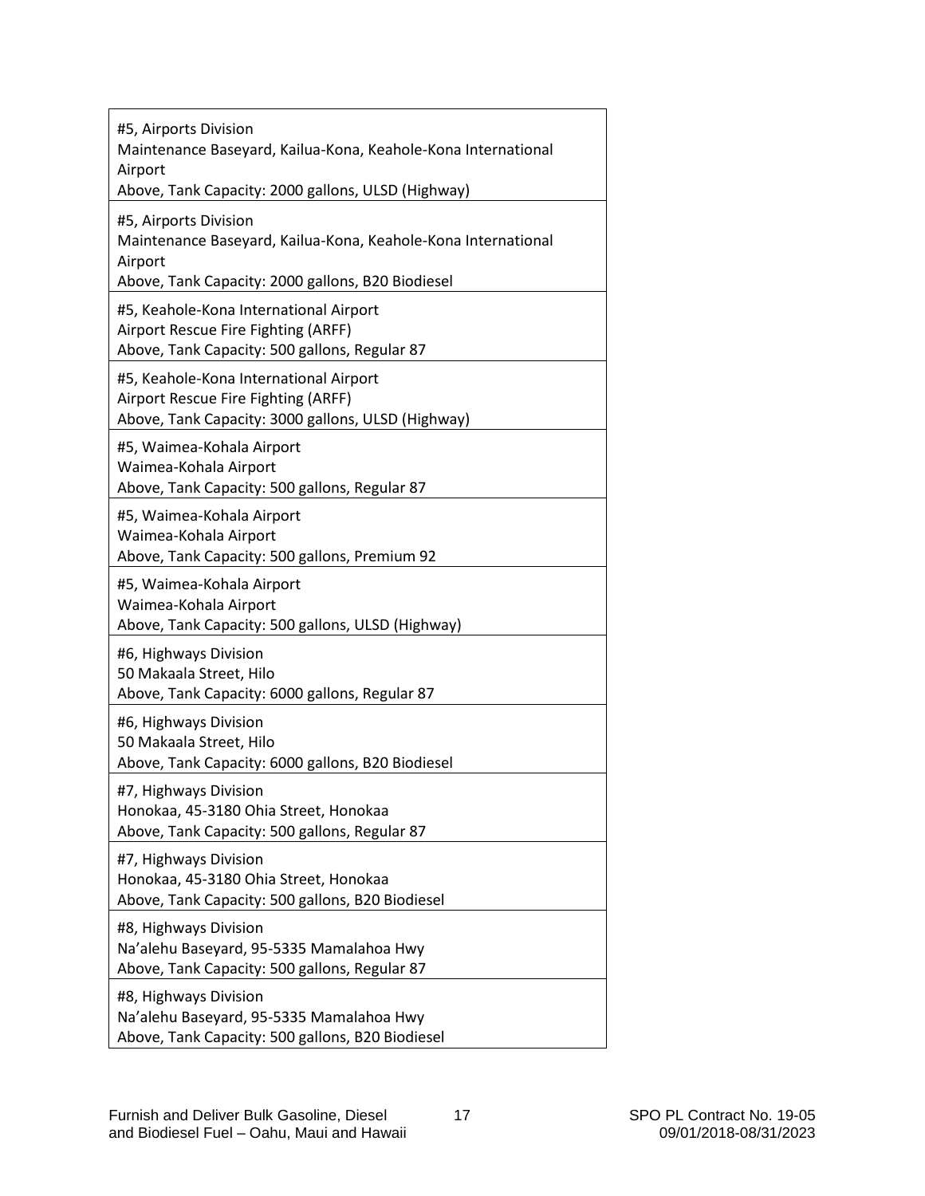| |
|---|
| #5, Airports Division<br>Maintenance Baseyard, Kailua-Kona, Keahole-Kona International Airport<br>Above, Tank Capacity: 2000 gallons, ULSD (Highway) |
| #5, Airports Division<br>Maintenance Baseyard, Kailua-Kona, Keahole-Kona International Airport<br>Above, Tank Capacity: 2000 gallons, B20 Biodiesel |
| #5, Keahole-Kona International Airport<br>Airport Rescue Fire Fighting (ARFF)<br>Above, Tank Capacity: 500 gallons, Regular 87 |
| #5, Keahole-Kona International Airport<br>Airport Rescue Fire Fighting (ARFF)<br>Above, Tank Capacity: 3000 gallons, ULSD (Highway) |
| #5, Waimea-Kohala Airport<br>Waimea-Kohala Airport<br>Above, Tank Capacity: 500 gallons, Regular 87 |
| #5, Waimea-Kohala Airport<br>Waimea-Kohala Airport<br>Above, Tank Capacity: 500 gallons, Premium 92 |
| #5, Waimea-Kohala Airport<br>Waimea-Kohala Airport<br>Above, Tank Capacity: 500 gallons, ULSD (Highway) |
| #6, Highways Division<br>50 Makaala Street, Hilo<br>Above, Tank Capacity: 6000 gallons, Regular 87 |
| #6, Highways Division<br>50 Makaala Street, Hilo<br>Above, Tank Capacity: 6000 gallons, B20 Biodiesel |
| #7, Highways Division<br>Honokaa, 45-3180 Ohia Street, Honokaa<br>Above, Tank Capacity: 500 gallons, Regular 87 |
| #7, Highways Division<br>Honokaa, 45-3180 Ohia Street, Honokaa<br>Above, Tank Capacity: 500 gallons, B20 Biodiesel |
| #8, Highways Division<br>Na'alehu Baseyard, 95-5335 Mamalahoa Hwy<br>Above, Tank Capacity: 500 gallons, Regular 87 |
| #8, Highways Division<br>Na'alehu Baseyard, 95-5335 Mamalahoa Hwy<br>Above, Tank Capacity: 500 gallons, B20 Biodiesel |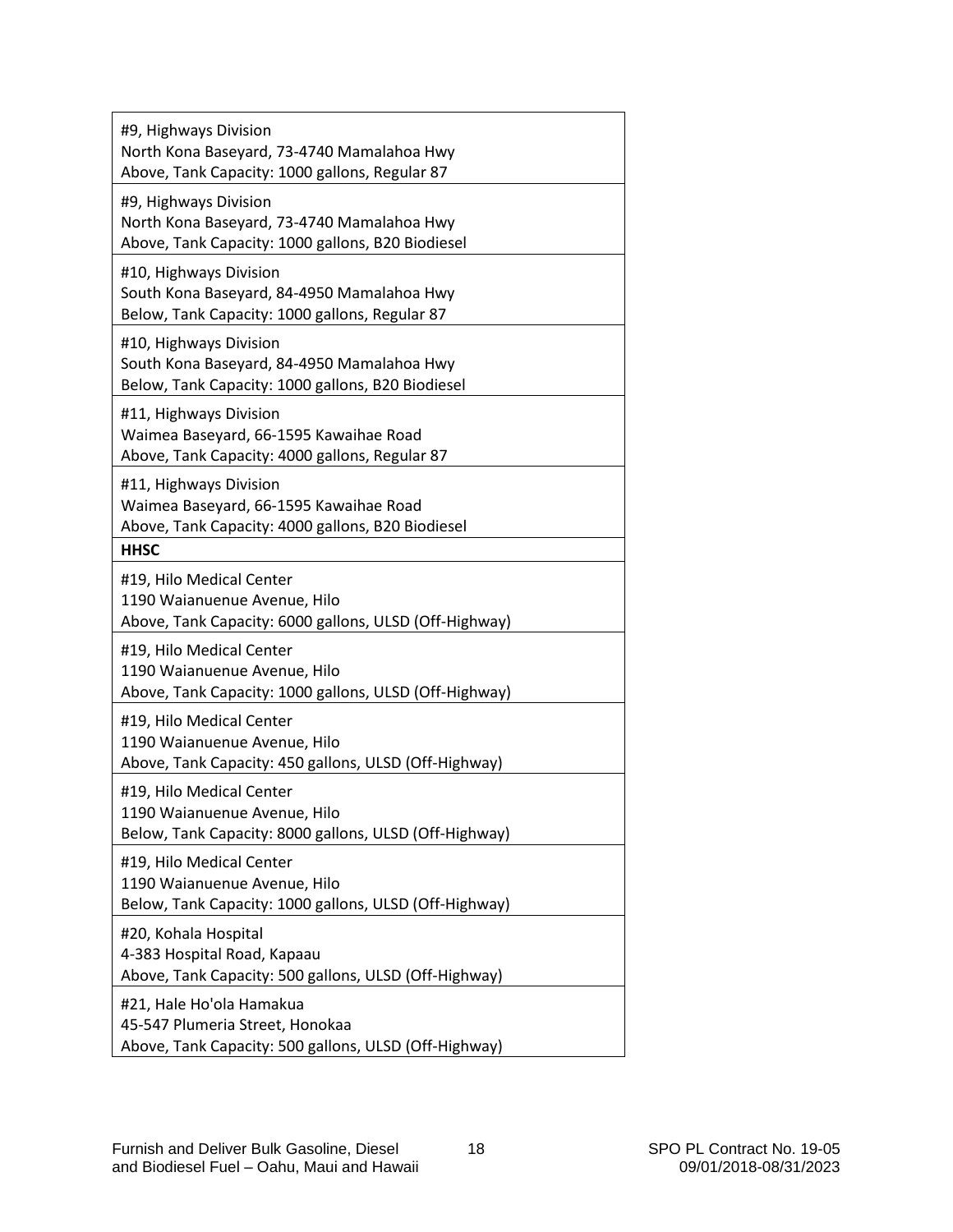| #9, Highways Division<br>North Kona Baseyard, 73-4740 Mamalahoa Hwy<br>Above, Tank Capacity: 1000 gallons, Regular 87 |
|---|
| #9, Highways Division<br>North Kona Baseyard, 73-4740 Mamalahoa Hwy<br>Above, Tank Capacity: 1000 gallons, B20 Biodiesel |
| #10, Highways Division<br>South Kona Baseyard, 84-4950 Mamalahoa Hwy<br>Below, Tank Capacity: 1000 gallons, Regular 87 |
| #10, Highways Division<br>South Kona Baseyard, 84-4950 Mamalahoa Hwy<br>Below, Tank Capacity: 1000 gallons, B20 Biodiesel |
| #11, Highways Division<br>Waimea Baseyard, 66-1595 Kawaihae Road<br>Above, Tank Capacity: 4000 gallons, Regular 87 |
| #11, Highways Division<br>Waimea Baseyard, 66-1595 Kawaihae Road<br>Above, Tank Capacity: 4000 gallons, B20 Biodiesel |
| **HHSC** |
| #19, Hilo Medical Center<br>1190 Waianuenue Avenue, Hilo<br>Above, Tank Capacity: 6000 gallons, ULSD (Off-Highway) |
| #19, Hilo Medical Center<br>1190 Waianuenue Avenue, Hilo<br>Above, Tank Capacity: 1000 gallons, ULSD (Off-Highway) |
| #19, Hilo Medical Center<br>1190 Waianuenue Avenue, Hilo<br>Above, Tank Capacity: 450 gallons, ULSD (Off-Highway) |
| #19, Hilo Medical Center<br>1190 Waianuenue Avenue, Hilo<br>Below, Tank Capacity: 8000 gallons, ULSD (Off-Highway) |
| #19, Hilo Medical Center<br>1190 Waianuenue Avenue, Hilo<br>Below, Tank Capacity: 1000 gallons, ULSD (Off-Highway) |
| #20, Kohala Hospital<br>4-383 Hospital Road, Kapaau<br>Above, Tank Capacity: 500 gallons, ULSD (Off-Highway) |
| #21, Hale Ho'ola Hamakua<br>45-547 Plumeria Street, Honokaa<br>Above, Tank Capacity: 500 gallons, ULSD (Off-Highway) |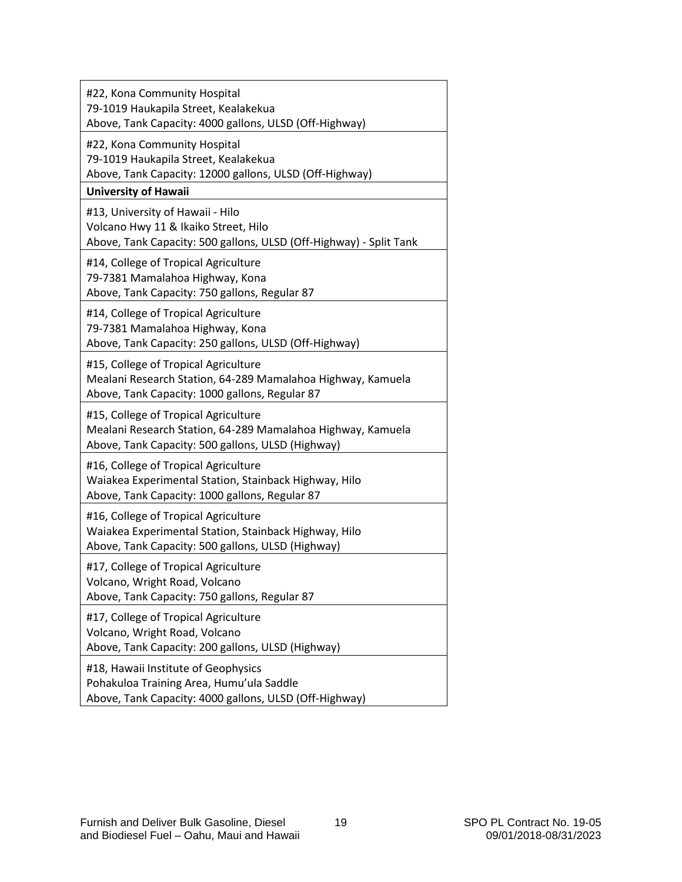| #22, Kona Community Hospital<br>79-1019 Haukapila Street, Kealakekua<br>Above, Tank Capacity: 4000 gallons, ULSD (Off-Highway) |
|---|
| #22, Kona Community Hospital<br>79-1019 Haukapila Street, Kealakekua<br>Above, Tank Capacity: 12000 gallons, ULSD (Off-Highway) |
| **University of Hawaii** |
| #13, University of Hawaii - Hilo<br>Volcano Hwy 11 & Ikaiko Street, Hilo<br>Above, Tank Capacity: 500 gallons, ULSD (Off-Highway) - Split Tank |
| #14, College of Tropical Agriculture<br>79-7381 Mamalahoa Highway, Kona<br>Above, Tank Capacity: 750 gallons, Regular 87 |
| #14, College of Tropical Agriculture<br>79-7381 Mamalahoa Highway, Kona<br>Above, Tank Capacity: 250 gallons, ULSD (Off-Highway) |
| #15, College of Tropical Agriculture<br>Mealani Research Station, 64-289 Mamalahoa Highway, Kamuela<br>Above, Tank Capacity: 1000 gallons, Regular 87 |
| #15, College of Tropical Agriculture<br>Mealani Research Station, 64-289 Mamalahoa Highway, Kamuela<br>Above, Tank Capacity: 500 gallons, ULSD (Highway) |
| #16, College of Tropical Agriculture<br>Waiakea Experimental Station, Stainback Highway, Hilo<br>Above, Tank Capacity: 1000 gallons, Regular 87 |
| #16, College of Tropical Agriculture<br>Waiakea Experimental Station, Stainback Highway, Hilo<br>Above, Tank Capacity: 500 gallons, ULSD (Highway) |
| #17, College of Tropical Agriculture<br>Volcano, Wright Road, Volcano<br>Above, Tank Capacity: 750 gallons, Regular 87 |
| #17, College of Tropical Agriculture<br>Volcano, Wright Road, Volcano<br>Above, Tank Capacity: 200 gallons, ULSD (Highway) |
| #18, Hawaii Institute of Geophysics<br>Pohakuloa Training Area, Humu'ula Saddle<br>Above, Tank Capacity: 4000 gallons, ULSD (Off-Highway) |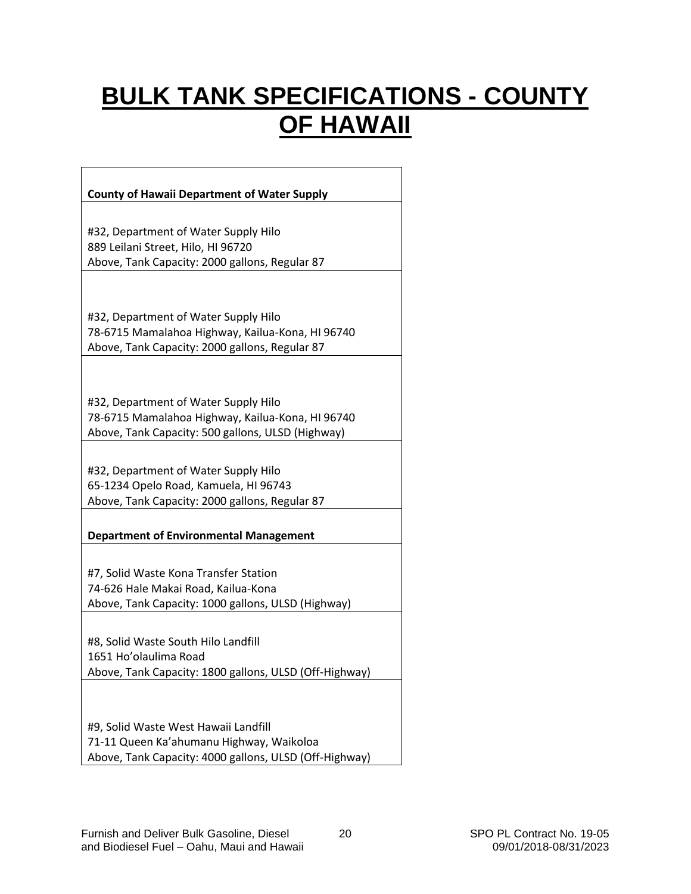# BULK TANK SPECIFICATIONS - COUNTY OF HAWAII

| **County of Hawaii Department of Water Supply** |
|---|
| #32, Department of Water Supply Hilo<br>889 Leilani Street, Hilo, HI 96720<br>Above, Tank Capacity: 2000 gallons, Regular 87 |
| #32, Department of Water Supply Hilo<br>78-6715 Mamalahoa Highway, Kailua-Kona, HI 96740<br>Above, Tank Capacity: 2000 gallons, Regular 87 |
| #32, Department of Water Supply Hilo<br>78-6715 Mamalahoa Highway, Kailua-Kona, HI 96740<br>Above, Tank Capacity: 500 gallons, ULSD (Highway) |
| #32, Department of Water Supply Hilo<br>65-1234 Opelo Road, Kamuela, HI 96743<br>Above, Tank Capacity: 2000 gallons, Regular 87 |
| **Department of Environmental Management** |
| #7, Solid Waste Kona Transfer Station<br>74-626 Hale Makai Road, Kailua-Kona<br>Above, Tank Capacity: 1000 gallons, ULSD (Highway) |
| #8, Solid Waste South Hilo Landfill<br>1651 Ho'olaulima Road<br>Above, Tank Capacity: 1800 gallons, ULSD (Off-Highway) |
| #9, Solid Waste West Hawaii Landfill<br>71-11 Queen Ka'ahumanu Highway, Waikoloa<br>Above, Tank Capacity: 4000 gallons, ULSD (Off-Highway) |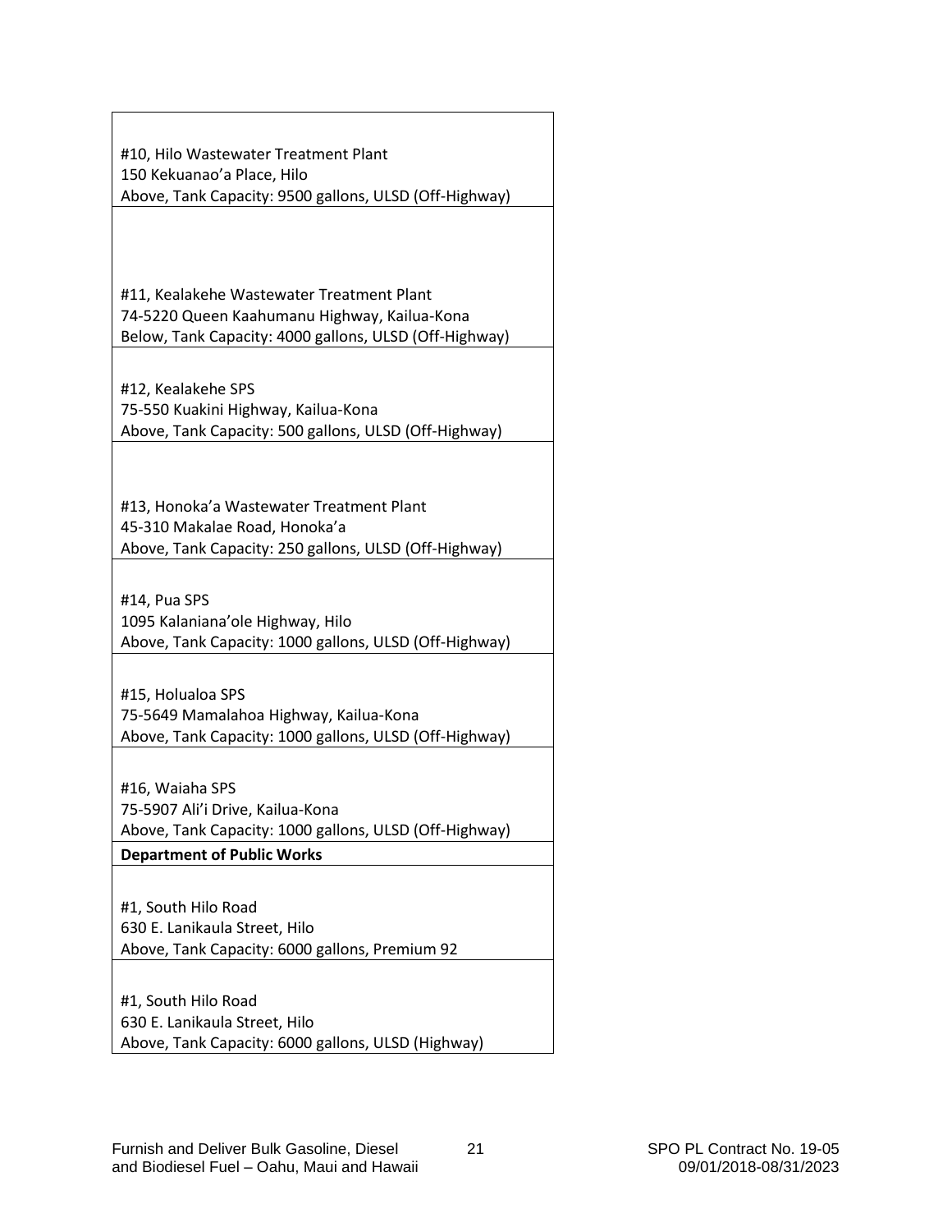| |
|---|
| #10, Hilo Wastewater Treatment Plant<br>150 Kekuanao'a Place, Hilo<br>Above, Tank Capacity: 9500 gallons, ULSD (Off-Highway) |
| #11, Kealakehe Wastewater Treatment Plant<br>74-5220 Queen Kaahumanu Highway, Kailua-Kona<br>Below, Tank Capacity: 4000 gallons, ULSD (Off-Highway) |
| #12, Kealakehe SPS<br>75-550 Kuakini Highway, Kailua-Kona<br>Above, Tank Capacity: 500 gallons, ULSD (Off-Highway) |
| #13, Honoka'a Wastewater Treatment Plant<br>45-310 Makalae Road, Honoka'a<br>Above, Tank Capacity: 250 gallons, ULSD (Off-Highway) |
| #14, Pua SPS<br>1095 Kalaniana'ole Highway, Hilo<br>Above, Tank Capacity: 1000 gallons, ULSD (Off-Highway) |
| #15, Holualoa SPS<br>75-5649 Mamalahoa Highway, Kailua-Kona<br>Above, Tank Capacity: 1000 gallons, ULSD (Off-Highway) |
| #16, Waiaha SPS<br>75-5907 Ali'i Drive, Kailua-Kona<br>Above, Tank Capacity: 1000 gallons, ULSD (Off-Highway) |
| **Department of Public Works** |
| #1, South Hilo Road<br>630 E. Lanikaula Street, Hilo<br>Above, Tank Capacity: 6000 gallons, Premium 92 |
| #1, South Hilo Road<br>630 E. Lanikaula Street, Hilo<br>Above, Tank Capacity: 6000 gallons, ULSD (Highway) |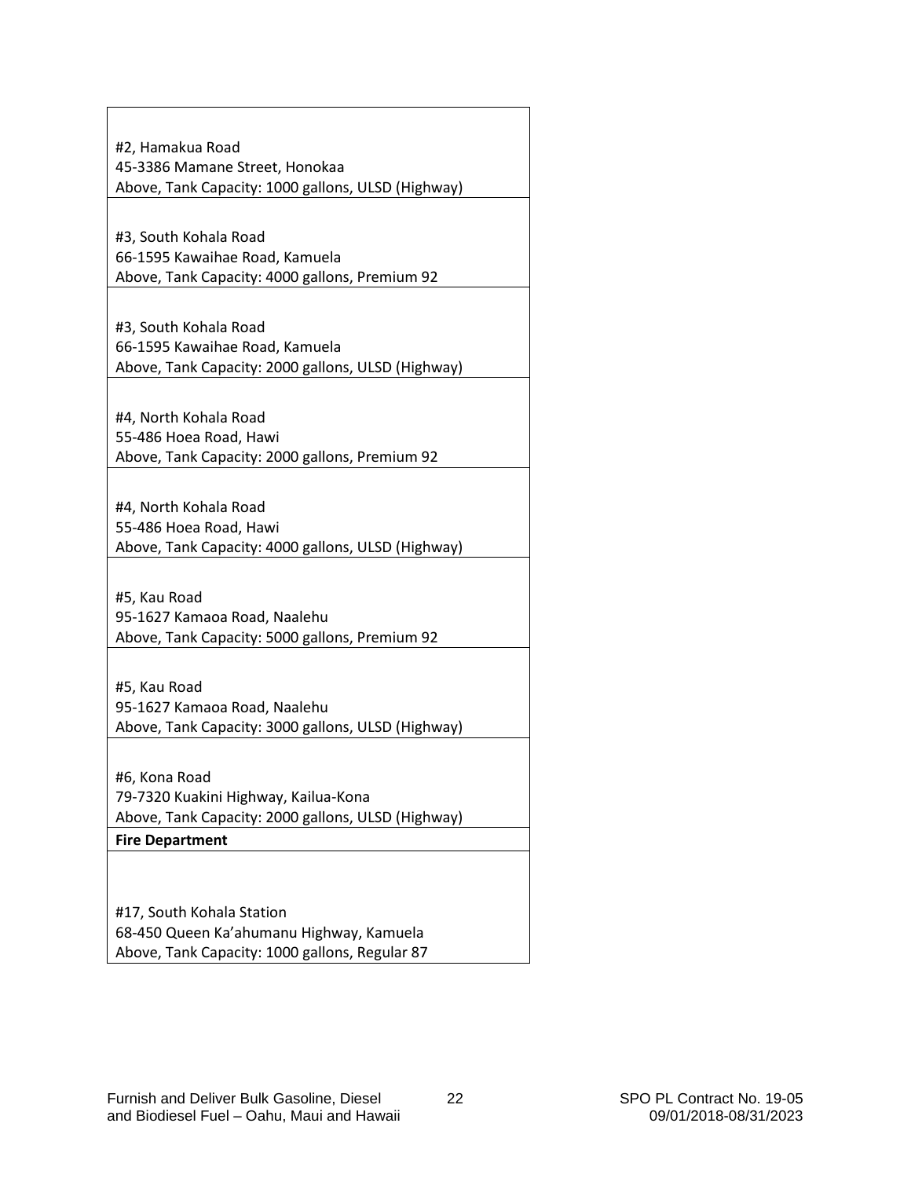| |
|---|
| #2, Hamakua Road<br>45-3386 Mamane Street, Honokaa<br>Above, Tank Capacity: 1000 gallons, ULSD (Highway) |
| #3, South Kohala Road<br>66-1595 Kawaihae Road, Kamuela<br>Above, Tank Capacity: 4000 gallons, Premium 92 |
| #3, South Kohala Road<br>66-1595 Kawaihae Road, Kamuela<br>Above, Tank Capacity: 2000 gallons, ULSD (Highway) |
| #4, North Kohala Road<br>55-486 Hoea Road, Hawi<br>Above, Tank Capacity: 2000 gallons, Premium 92 |
| #4, North Kohala Road<br>55-486 Hoea Road, Hawi<br>Above, Tank Capacity: 4000 gallons, ULSD (Highway) |
| #5, Kau Road<br>95-1627 Kamaoa Road, Naalehu<br>Above, Tank Capacity: 5000 gallons, Premium 92 |
| #5, Kau Road<br>95-1627 Kamaoa Road, Naalehu<br>Above, Tank Capacity: 3000 gallons, ULSD (Highway) |
| #6, Kona Road<br>79-7320 Kuakini Highway, Kailua-Kona<br>Above, Tank Capacity: 2000 gallons, ULSD (Highway) |
| **Fire Department** |
| #17, South Kohala Station<br>68-450 Queen Ka'ahumanu Highway, Kamuela<br>Above, Tank Capacity: 1000 gallons, Regular 87 |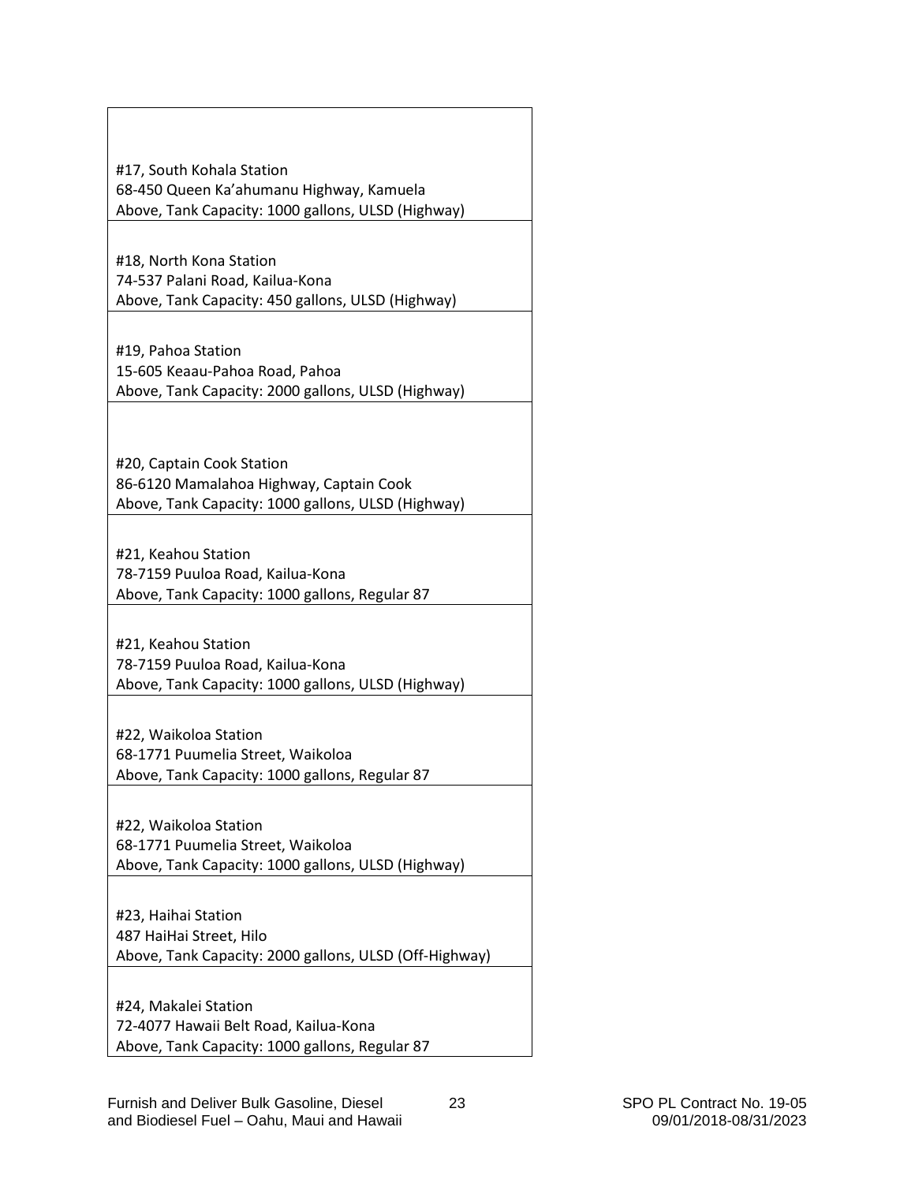| |
|---|
| #17, South Kohala Station<br>68-450 Queen Ka'ahumanu Highway, Kamuela<br>Above, Tank Capacity: 1000 gallons, ULSD (Highway) |
| #18, North Kona Station<br>74-537 Palani Road, Kailua-Kona<br>Above, Tank Capacity: 450 gallons, ULSD (Highway) |
| #19, Pahoa Station<br>15-605 Keaau-Pahoa Road, Pahoa<br>Above, Tank Capacity: 2000 gallons, ULSD (Highway) |
| #20, Captain Cook Station<br>86-6120 Mamalahoa Highway, Captain Cook<br>Above, Tank Capacity: 1000 gallons, ULSD (Highway) |
| #21, Keahou Station<br>78-7159 Puuloa Road, Kailua-Kona<br>Above, Tank Capacity: 1000 gallons, Regular 87 |
| #21, Keahou Station<br>78-7159 Puuloa Road, Kailua-Kona<br>Above, Tank Capacity: 1000 gallons, ULSD (Highway) |
| #22, Waikoloa Station<br>68-1771 Puumelia Street, Waikoloa<br>Above, Tank Capacity: 1000 gallons, Regular 87 |
| #22, Waikoloa Station<br>68-1771 Puumelia Street, Waikoloa<br>Above, Tank Capacity: 1000 gallons, ULSD (Highway) |
| #23, Haihai Station<br>487 HaiHai Street, Hilo<br>Above, Tank Capacity: 2000 gallons, ULSD (Off-Highway) |
| #24, Makalei Station<br>72-4077 Hawaii Belt Road, Kailua-Kona<br>Above, Tank Capacity: 1000 gallons, Regular 87 |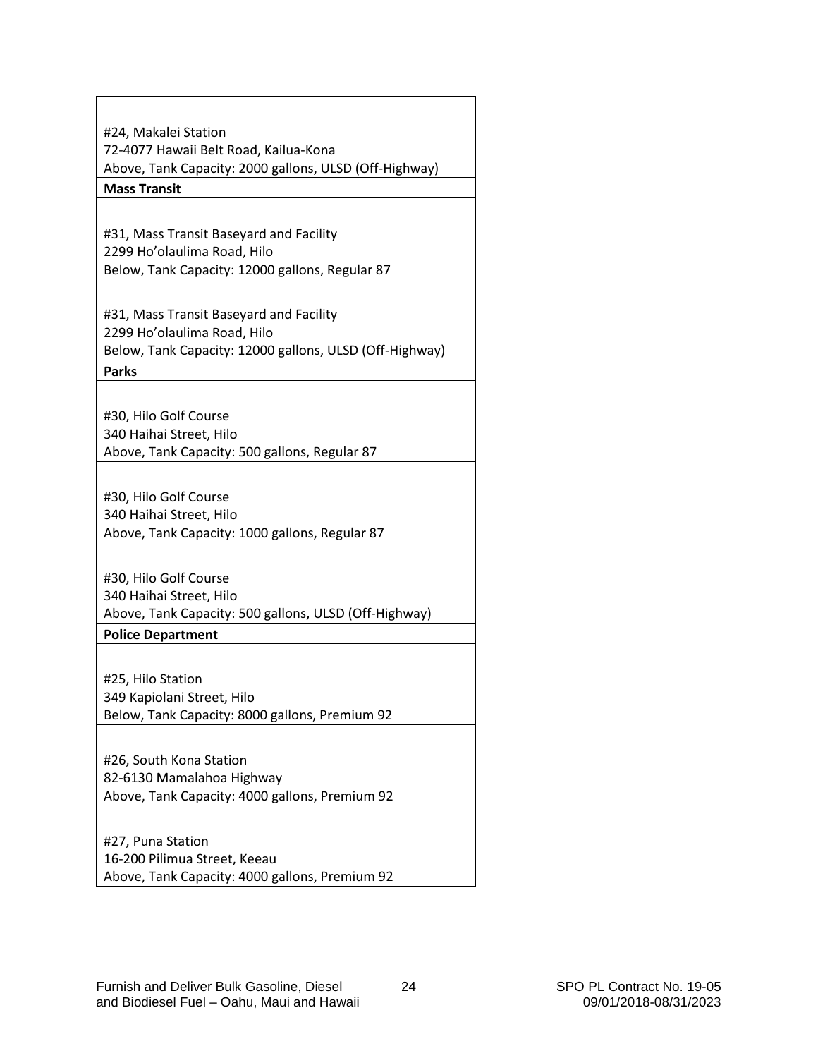| |
|---|
| #24, Makalei Station<br>72-4077 Hawaii Belt Road, Kailua-Kona<br>Above, Tank Capacity: 2000 gallons, ULSD (Off-Highway) |
| **Mass Transit** |
| #31, Mass Transit Baseyard and Facility<br>2299 Ho'olaulima Road, Hilo<br>Below, Tank Capacity: 12000 gallons, Regular 87 |
| #31, Mass Transit Baseyard and Facility<br>2299 Ho'olaulima Road, Hilo<br>Below, Tank Capacity: 12000 gallons, ULSD (Off-Highway) |
| **Parks** |
| #30, Hilo Golf Course<br>340 Haihai Street, Hilo<br>Above, Tank Capacity: 500 gallons, Regular 87 |
| #30, Hilo Golf Course<br>340 Haihai Street, Hilo<br>Above, Tank Capacity: 1000 gallons, Regular 87 |
| #30, Hilo Golf Course<br>340 Haihai Street, Hilo<br>Above, Tank Capacity: 500 gallons, ULSD (Off-Highway) |
| **Police Department** |
| #25, Hilo Station<br>349 Kapiolani Street, Hilo<br>Below, Tank Capacity: 8000 gallons, Premium 92 |
| #26, South Kona Station<br>82-6130 Mamalahoa Highway<br>Above, Tank Capacity: 4000 gallons, Premium 92 |
| #27, Puna Station<br>16-200 Pilimua Street, Keeau<br>Above, Tank Capacity: 4000 gallons, Premium 92 |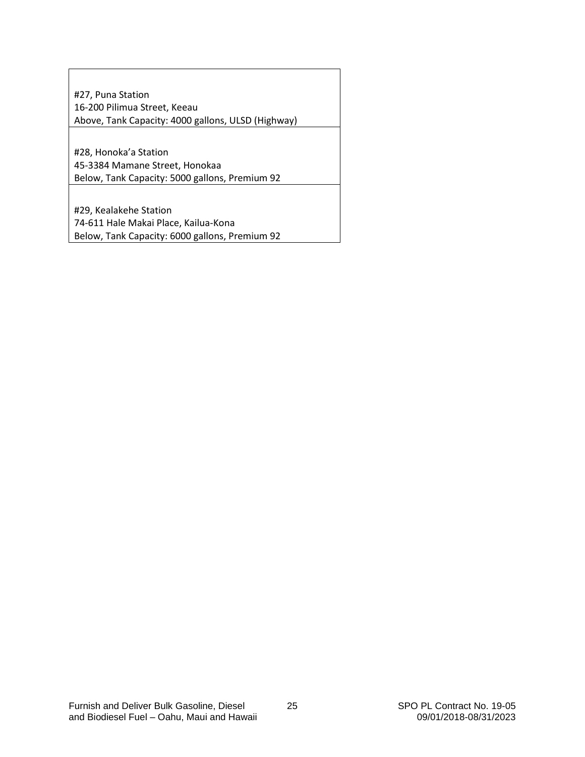| |
|---|
| #27, Puna Station<br>16-200 Pilimua Street, Keeau<br>Above, Tank Capacity: 4000 gallons, ULSD (Highway) |
| #28, Honoka'a Station<br>45-3384 Mamane Street, Honokaa<br>Below, Tank Capacity: 5000 gallons, Premium 92 |
| #29, Kealakehe Station<br>74-611 Hale Makai Place, Kailua-Kona<br>Below, Tank Capacity: 6000 gallons, Premium 92 |